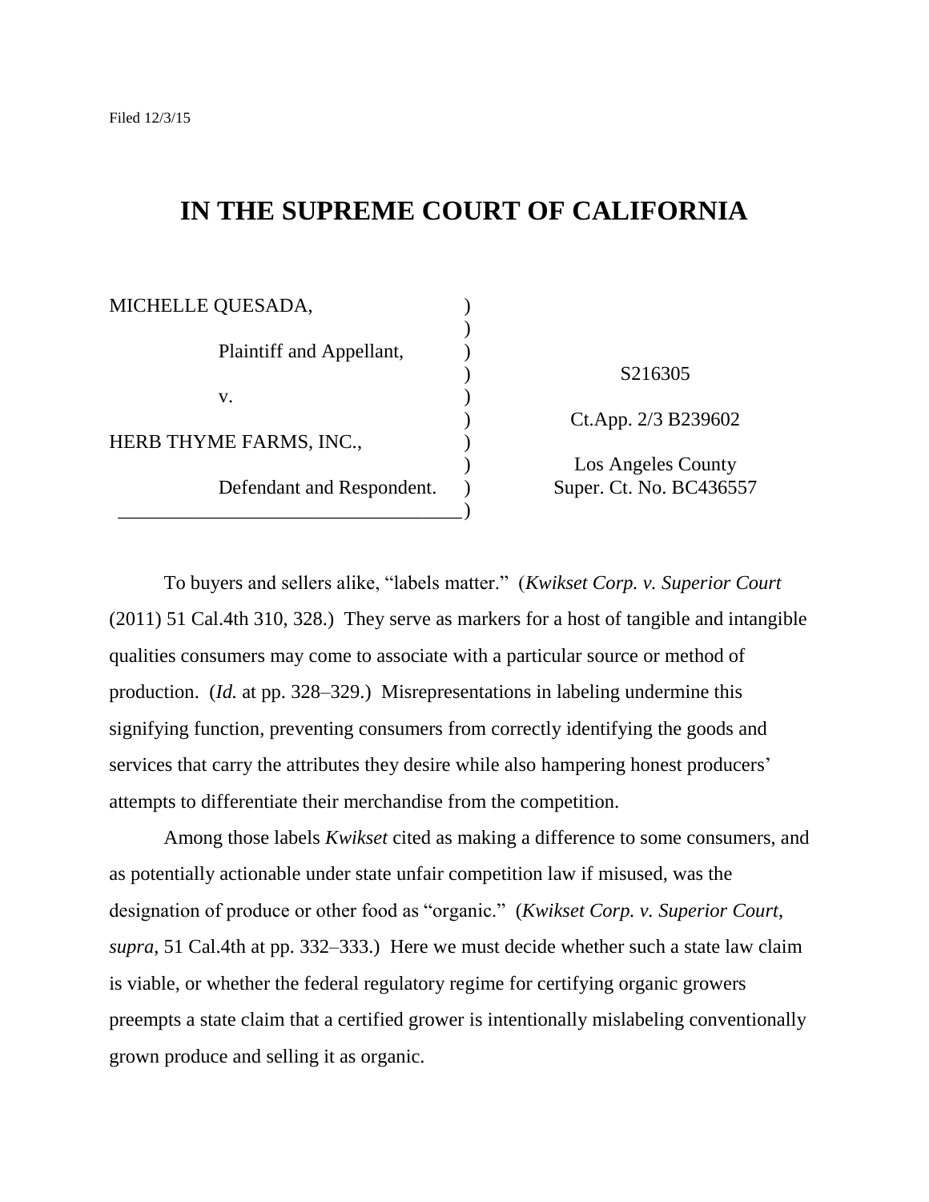Filed 12/3/15

# IN THE SUPREME COURT OF CALIFORNIA

| | |
|---|---|
| MICHELLE QUESADA, | |
| Plaintiff and Appellant, | S216305 |
| v. | Ct.App. 2/3 B239602 |
| HERB THYME FARMS, INC., | Los Angeles County |
| Defendant and Respondent. | Super. Ct. No. BC436557 |

To buyers and sellers alike, "labels matter." (*Kwikset Corp. v. Superior Court* (2011) 51 Cal.4th 310, 328.) They serve as markers for a host of tangible and intangible qualities consumers may come to associate with a particular source or method of production. (*Id.* at pp. 328–329.) Misrepresentations in labeling undermine this signifying function, preventing consumers from correctly identifying the goods and services that carry the attributes they desire while also hampering honest producers' attempts to differentiate their merchandise from the competition.

Among those labels *Kwikset* cited as making a difference to some consumers, and as potentially actionable under state unfair competition law if misused, was the designation of produce or other food as "organic." (*Kwikset Corp. v. Superior Court*, *supra*, 51 Cal.4th at pp. 332–333.) Here we must decide whether such a state law claim is viable, or whether the federal regulatory regime for certifying organic growers preempts a state claim that a certified grower is intentionally mislabeling conventionally grown produce and selling it as organic.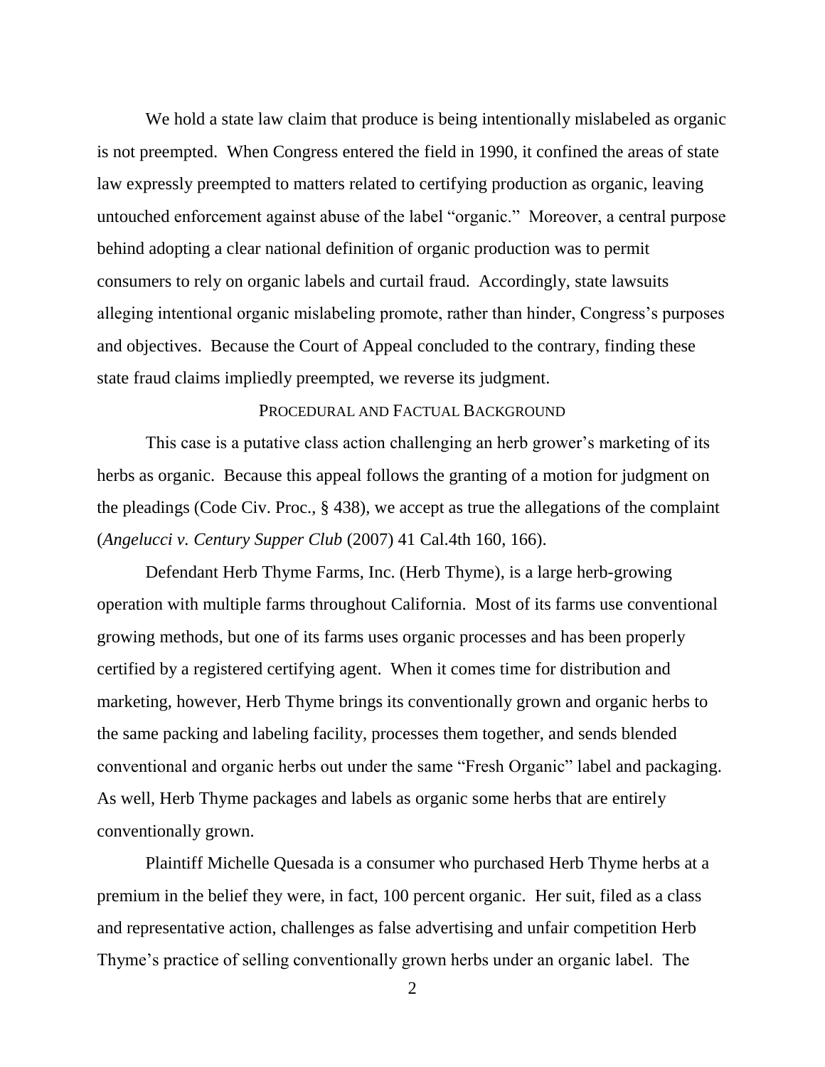We hold a state law claim that produce is being intentionally mislabeled as organic is not preempted. When Congress entered the field in 1990, it confined the areas of state law expressly preempted to matters related to certifying production as organic, leaving untouched enforcement against abuse of the label "organic." Moreover, a central purpose behind adopting a clear national definition of organic production was to permit consumers to rely on organic labels and curtail fraud. Accordingly, state lawsuits alleging intentional organic mislabeling promote, rather than hinder, Congress's purposes and objectives. Because the Court of Appeal concluded to the contrary, finding these state fraud claims impliedly preempted, we reverse its judgment.

## PROCEDURAL AND FACTUAL BACKGROUND

This case is a putative class action challenging an herb grower's marketing of its herbs as organic. Because this appeal follows the granting of a motion for judgment on the pleadings (Code Civ. Proc., § 438), we accept as true the allegations of the complaint (*Angelucci v. Century Supper Club* (2007) 41 Cal.4th 160, 166).

Defendant Herb Thyme Farms, Inc. (Herb Thyme), is a large herb-growing operation with multiple farms throughout California. Most of its farms use conventional growing methods, but one of its farms uses organic processes and has been properly certified by a registered certifying agent. When it comes time for distribution and marketing, however, Herb Thyme brings its conventionally grown and organic herbs to the same packing and labeling facility, processes them together, and sends blended conventional and organic herbs out under the same "Fresh Organic" label and packaging. As well, Herb Thyme packages and labels as organic some herbs that are entirely conventionally grown.

Plaintiff Michelle Quesada is a consumer who purchased Herb Thyme herbs at a premium in the belief they were, in fact, 100 percent organic. Her suit, filed as a class and representative action, challenges as false advertising and unfair competition Herb Thyme's practice of selling conventionally grown herbs under an organic label. The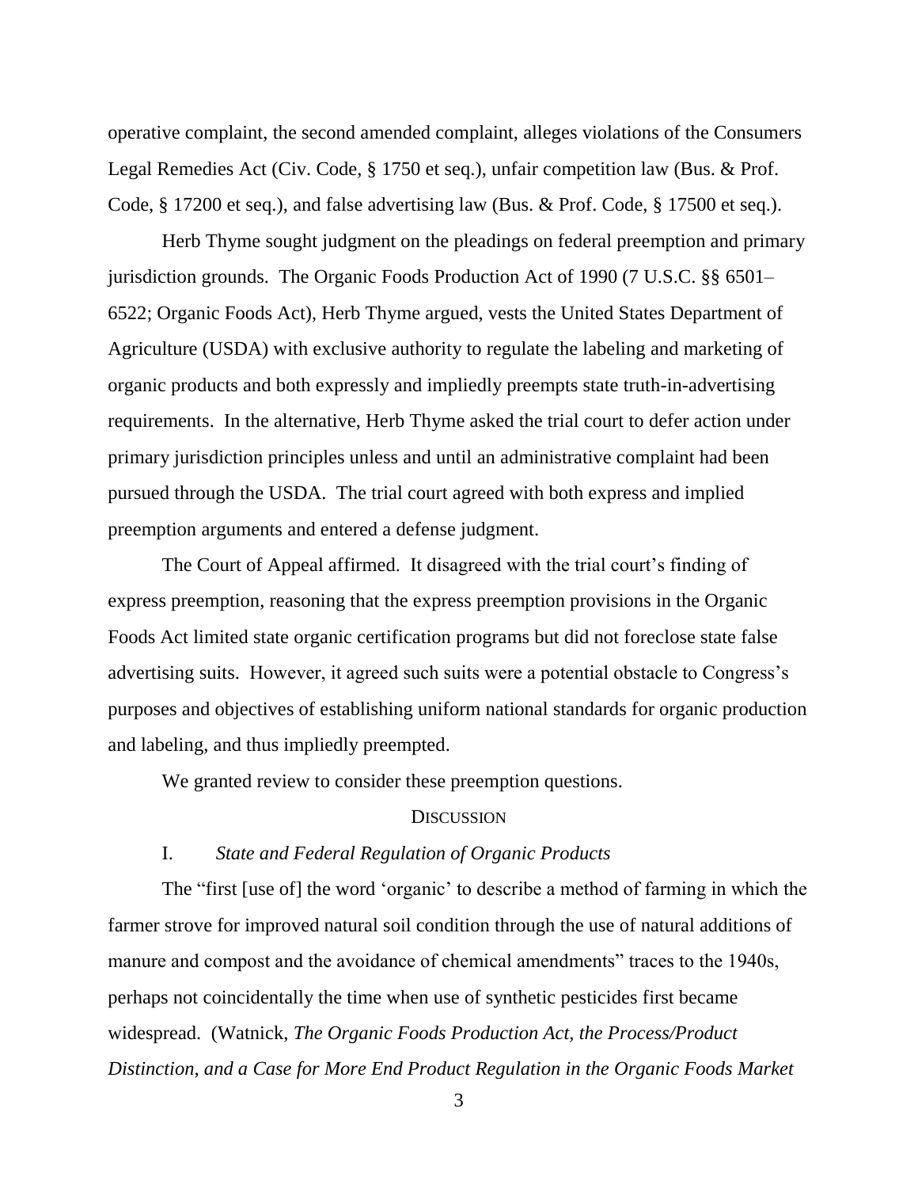operative complaint, the second amended complaint, alleges violations of the Consumers Legal Remedies Act (Civ. Code, § 1750 et seq.), unfair competition law (Bus. & Prof. Code, § 17200 et seq.), and false advertising law (Bus. & Prof. Code, § 17500 et seq.).

Herb Thyme sought judgment on the pleadings on federal preemption and primary jurisdiction grounds. The Organic Foods Production Act of 1990 (7 U.S.C. §§ 6501–6522; Organic Foods Act), Herb Thyme argued, vests the United States Department of Agriculture (USDA) with exclusive authority to regulate the labeling and marketing of organic products and both expressly and impliedly preempts state truth-in-advertising requirements. In the alternative, Herb Thyme asked the trial court to defer action under primary jurisdiction principles unless and until an administrative complaint had been pursued through the USDA. The trial court agreed with both express and implied preemption arguments and entered a defense judgment.

The Court of Appeal affirmed. It disagreed with the trial court's finding of express preemption, reasoning that the express preemption provisions in the Organic Foods Act limited state organic certification programs but did not foreclose state false advertising suits. However, it agreed such suits were a potential obstacle to Congress's purposes and objectives of establishing uniform national standards for organic production and labeling, and thus impliedly preempted.

We granted review to consider these preemption questions.

## Discussion

### I. *State and Federal Regulation of Organic Products*

The "first [use of] the word 'organic' to describe a method of farming in which the farmer strove for improved natural soil condition through the use of natural additions of manure and compost and the avoidance of chemical amendments" traces to the 1940s, perhaps not coincidentally the time when use of synthetic pesticides first became widespread. (Watnick, *The Organic Foods Production Act, the Process/Product Distinction, and a Case for More End Product Regulation in the Organic Foods Market*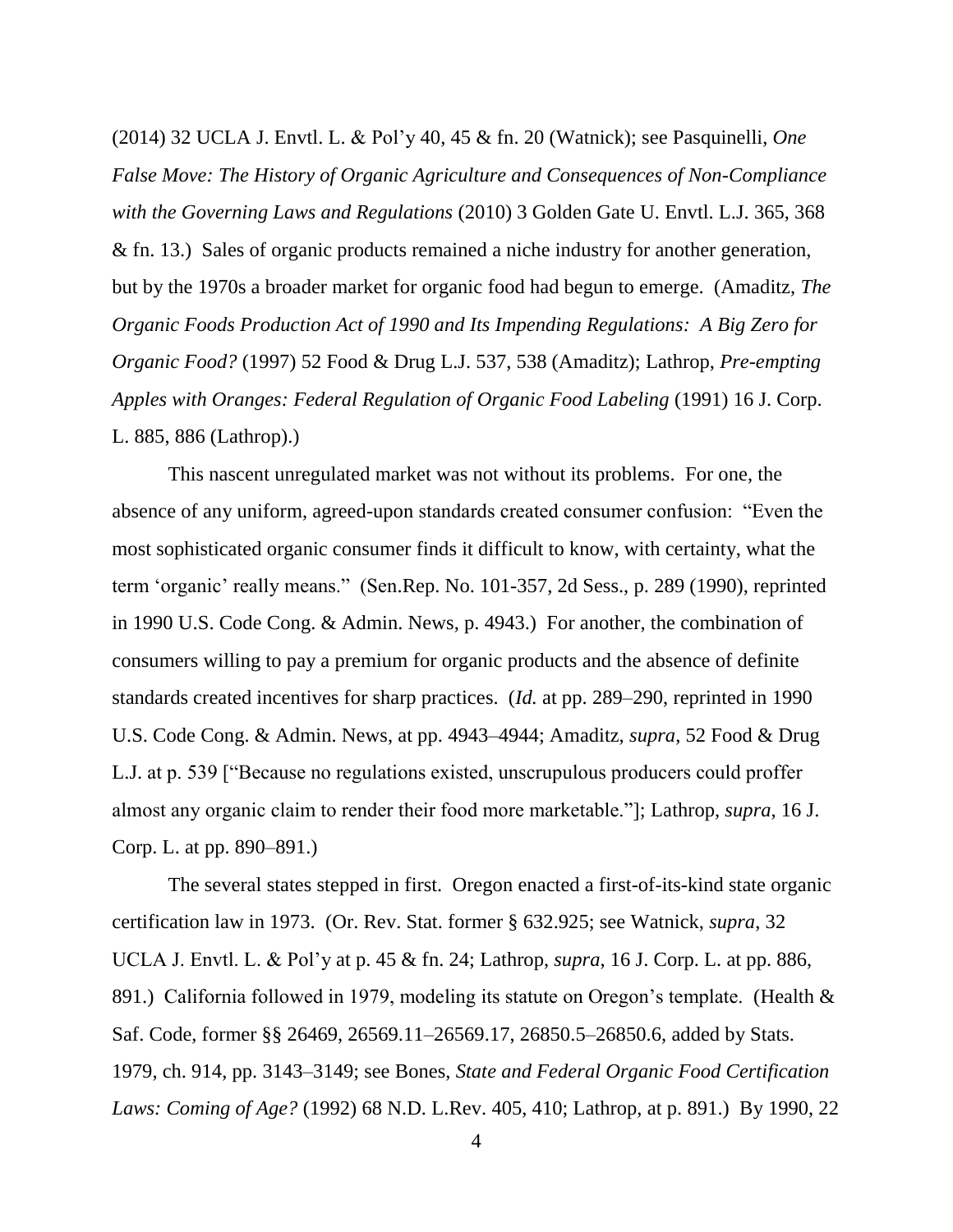(2014) 32 UCLA J. Envtl. L. & Pol'y 40, 45 & fn. 20 (Watnick); see Pasquinelli, *One False Move: The History of Organic Agriculture and Consequences of Non-Compliance with the Governing Laws and Regulations* (2010) 3 Golden Gate U. Envtl. L.J. 365, 368 & fn. 13.) Sales of organic products remained a niche industry for another generation, but by the 1970s a broader market for organic food had begun to emerge. (Amaditz, *The Organic Foods Production Act of 1990 and Its Impending Regulations: A Big Zero for Organic Food?* (1997) 52 Food & Drug L.J. 537, 538 (Amaditz); Lathrop, *Pre-empting Apples with Oranges: Federal Regulation of Organic Food Labeling* (1991) 16 J. Corp. L. 885, 886 (Lathrop).)

This nascent unregulated market was not without its problems. For one, the absence of any uniform, agreed-upon standards created consumer confusion: "Even the most sophisticated organic consumer finds it difficult to know, with certainty, what the term 'organic' really means." (Sen.Rep. No. 101-357, 2d Sess., p. 289 (1990), reprinted in 1990 U.S. Code Cong. & Admin. News, p. 4943.) For another, the combination of consumers willing to pay a premium for organic products and the absence of definite standards created incentives for sharp practices. (*Id.* at pp. 289–290, reprinted in 1990 U.S. Code Cong. & Admin. News, at pp. 4943–4944; Amaditz, *supra*, 52 Food & Drug L.J. at p. 539 ["Because no regulations existed, unscrupulous producers could proffer almost any organic claim to render their food more marketable."]; Lathrop, *supra*, 16 J. Corp. L. at pp. 890–891.)

The several states stepped in first. Oregon enacted a first-of-its-kind state organic certification law in 1973. (Or. Rev. Stat. former § 632.925; see Watnick, *supra*, 32 UCLA J. Envtl. L. & Pol'y at p. 45 & fn. 24; Lathrop, *supra*, 16 J. Corp. L. at pp. 886, 891.) California followed in 1979, modeling its statute on Oregon's template. (Health & Saf. Code, former §§ 26469, 26569.11–26569.17, 26850.5–26850.6, added by Stats. 1979, ch. 914, pp. 3143–3149; see Bones, *State and Federal Organic Food Certification Laws: Coming of Age?* (1992) 68 N.D. L.Rev. 405, 410; Lathrop, at p. 891.) By 1990, 22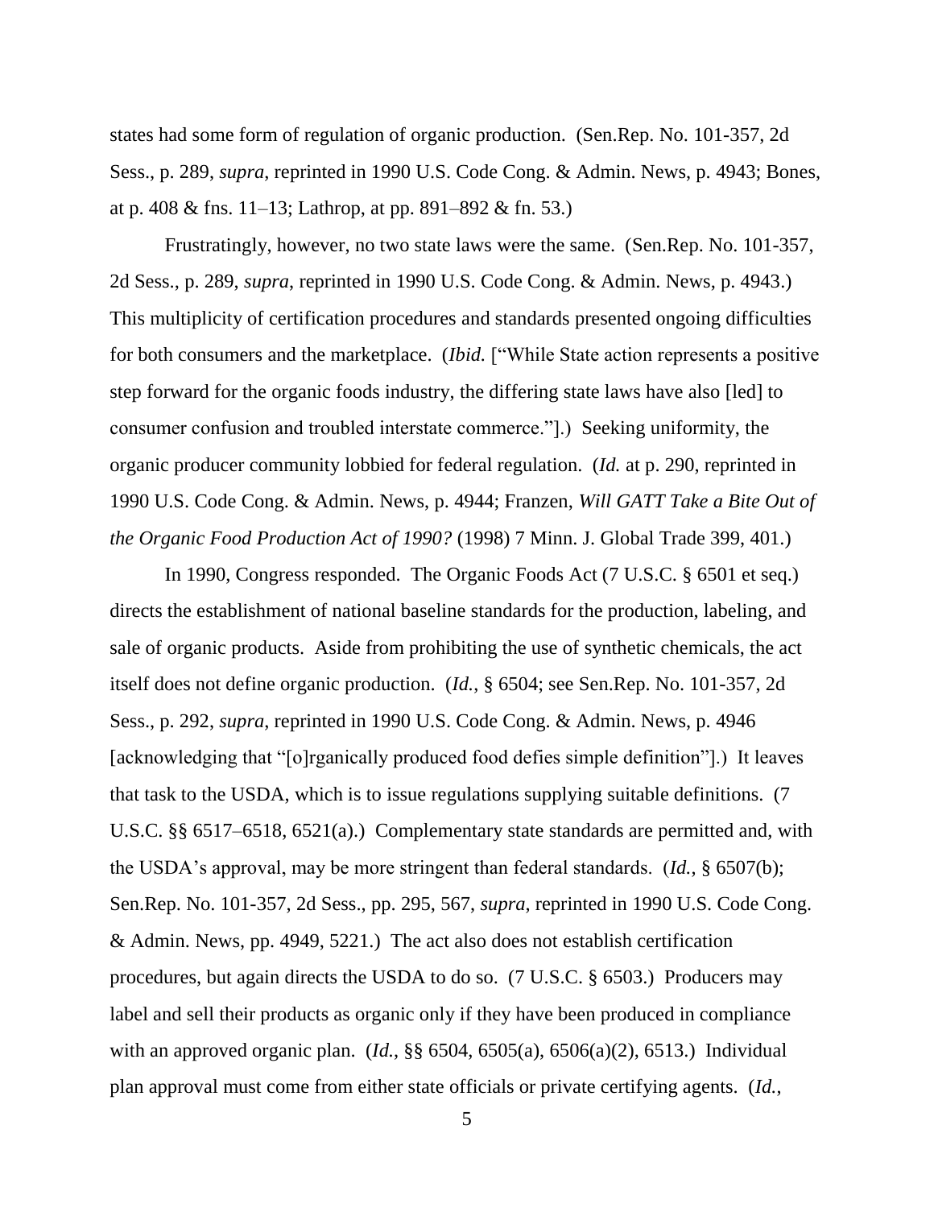states had some form of regulation of organic production. (Sen.Rep. No. 101-357, 2d Sess., p. 289, *supra*, reprinted in 1990 U.S. Code Cong. & Admin. News, p. 4943; Bones, at p. 408 & fns. 11–13; Lathrop, at pp. 891–892 & fn. 53.)

Frustratingly, however, no two state laws were the same. (Sen.Rep. No. 101-357, 2d Sess., p. 289, *supra*, reprinted in 1990 U.S. Code Cong. & Admin. News, p. 4943.) This multiplicity of certification procedures and standards presented ongoing difficulties for both consumers and the marketplace. (*Ibid.* ["While State action represents a positive step forward for the organic foods industry, the differing state laws have also [led] to consumer confusion and troubled interstate commerce."].) Seeking uniformity, the organic producer community lobbied for federal regulation. (*Id.* at p. 290, reprinted in 1990 U.S. Code Cong. & Admin. News, p. 4944; Franzen, *Will GATT Take a Bite Out of the Organic Food Production Act of 1990?* (1998) 7 Minn. J. Global Trade 399, 401.)

In 1990, Congress responded. The Organic Foods Act (7 U.S.C. § 6501 et seq.) directs the establishment of national baseline standards for the production, labeling, and sale of organic products. Aside from prohibiting the use of synthetic chemicals, the act itself does not define organic production. (*Id.*, § 6504; see Sen.Rep. No. 101-357, 2d Sess., p. 292, *supra*, reprinted in 1990 U.S. Code Cong. & Admin. News, p. 4946 [acknowledging that "[o]rganically produced food defies simple definition"].) It leaves that task to the USDA, which is to issue regulations supplying suitable definitions. (7 U.S.C. §§ 6517–6518, 6521(a).) Complementary state standards are permitted and, with the USDA's approval, may be more stringent than federal standards. (*Id.*, § 6507(b); Sen.Rep. No. 101-357, 2d Sess., pp. 295, 567, *supra*, reprinted in 1990 U.S. Code Cong. & Admin. News, pp. 4949, 5221.) The act also does not establish certification procedures, but again directs the USDA to do so. (7 U.S.C. § 6503.) Producers may label and sell their products as organic only if they have been produced in compliance with an approved organic plan. (*Id.*, §§ 6504, 6505(a), 6506(a)(2), 6513.) Individual plan approval must come from either state officials or private certifying agents. (*Id.*,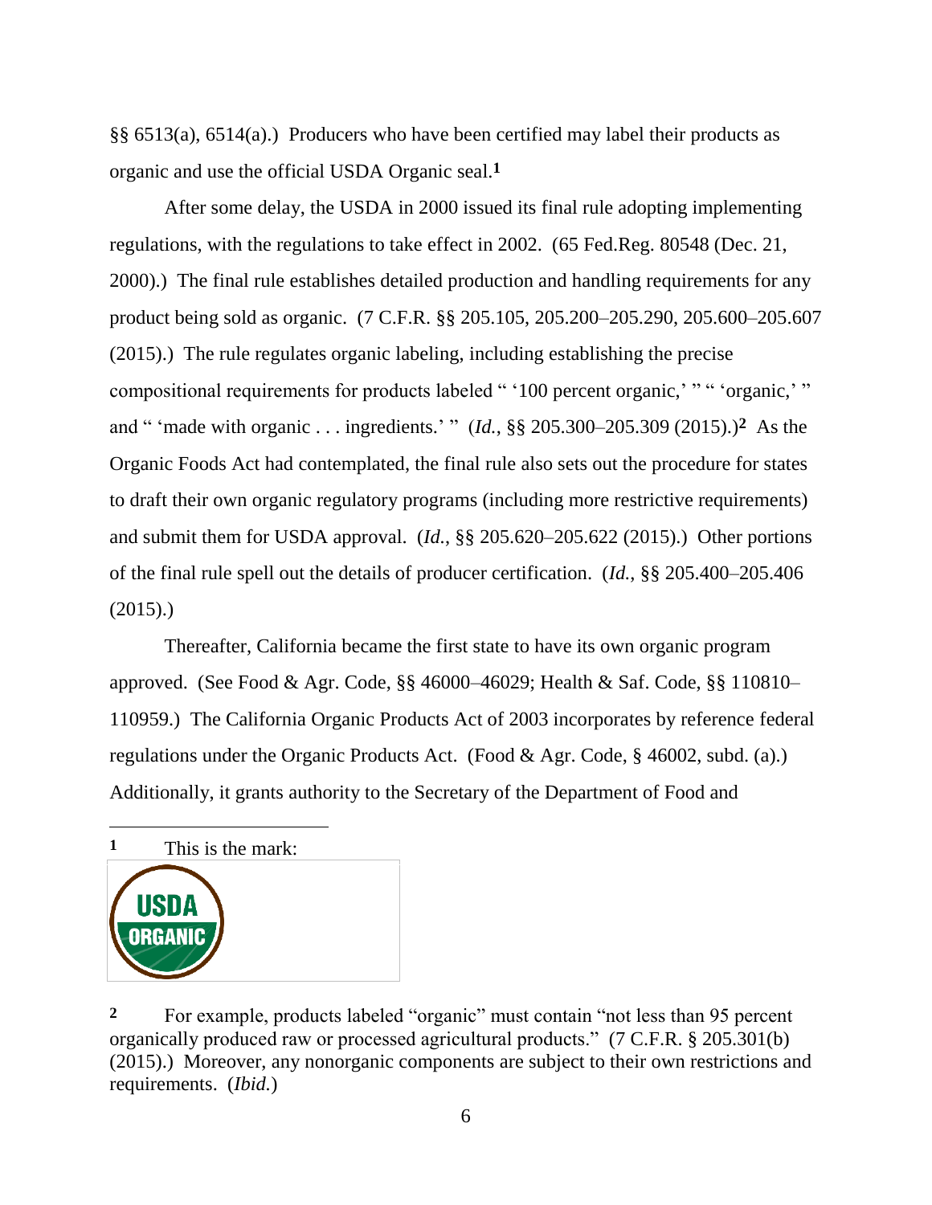§§ 6513(a), 6514(a).) Producers who have been certified may label their products as organic and use the official USDA Organic seal.[1]

After some delay, the USDA in 2000 issued its final rule adopting implementing regulations, with the regulations to take effect in 2002. (65 Fed.Reg. 80548 (Dec. 21, 2000).) The final rule establishes detailed production and handling requirements for any product being sold as organic. (7 C.F.R. §§ 205.105, 205.200–205.290, 205.600–205.607 (2015).) The rule regulates organic labeling, including establishing the precise compositional requirements for products labeled " '100 percent organic,' " " 'organic,' " and " 'made with organic . . . ingredients.' " (*Id.*, §§ 205.300–205.309 (2015).)[2] As the Organic Foods Act had contemplated, the final rule also sets out the procedure for states to draft their own organic regulatory programs (including more restrictive requirements) and submit them for USDA approval. (*Id.*, §§ 205.620–205.622 (2015).) Other portions of the final rule spell out the details of producer certification. (*Id.*, §§ 205.400–205.406 (2015).)

Thereafter, California became the first state to have its own organic program approved. (See Food & Agr. Code, §§ 46000–46029; Health & Saf. Code, §§ 110810–110959.) The California Organic Products Act of 2003 incorporates by reference federal regulations under the Organic Products Act. (Food & Agr. Code, § 46002, subd. (a).) Additionally, it grants authority to the Secretary of the Department of Food and

---

[1] This is the mark:

[2] For example, products labeled "organic" must contain "not less than 95 percent organically produced raw or processed agricultural products." (7 C.F.R. § 205.301(b) (2015).) Moreover, any nonorganic components are subject to their own restrictions and requirements. (*Ibid.*)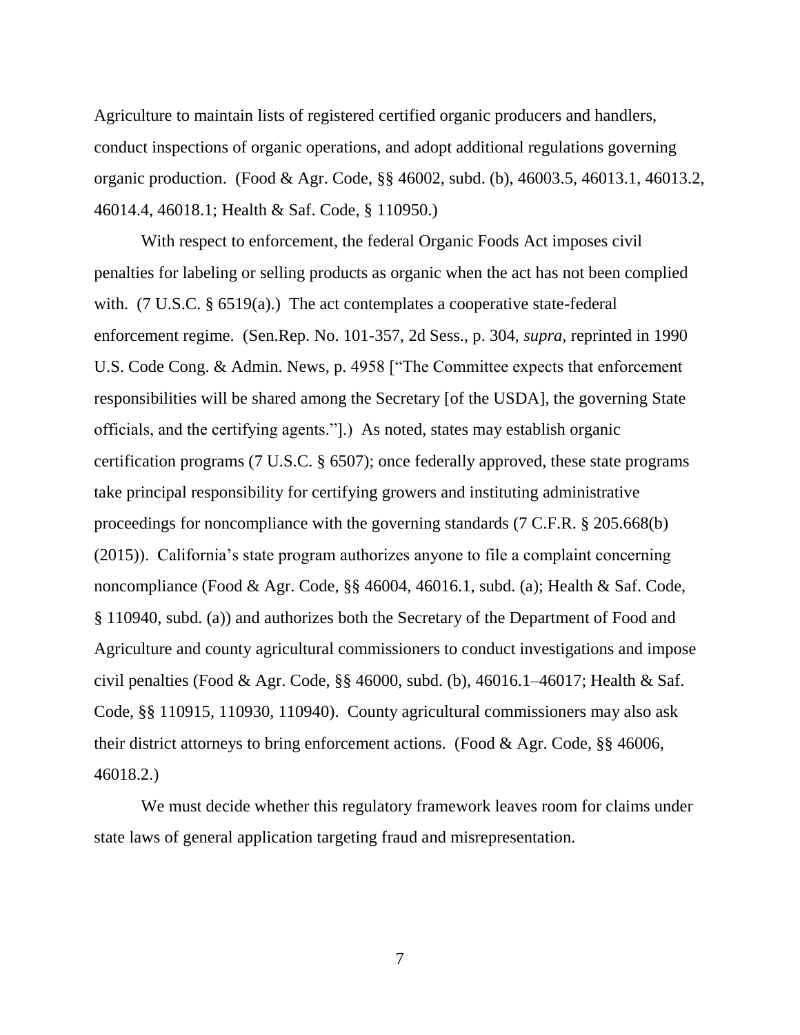Agriculture to maintain lists of registered certified organic producers and handlers, conduct inspections of organic operations, and adopt additional regulations governing organic production. (Food & Agr. Code, §§ 46002, subd. (b), 46003.5, 46013.1, 46013.2, 46014.4, 46018.1; Health & Saf. Code, § 110950.)

With respect to enforcement, the federal Organic Foods Act imposes civil penalties for labeling or selling products as organic when the act has not been complied with. (7 U.S.C. § 6519(a).) The act contemplates a cooperative state-federal enforcement regime. (Sen.Rep. No. 101-357, 2d Sess., p. 304, *supra*, reprinted in 1990 U.S. Code Cong. & Admin. News, p. 4958 ["The Committee expects that enforcement responsibilities will be shared among the Secretary [of the USDA], the governing State officials, and the certifying agents."].) As noted, states may establish organic certification programs (7 U.S.C. § 6507); once federally approved, these state programs take principal responsibility for certifying growers and instituting administrative proceedings for noncompliance with the governing standards (7 C.F.R. § 205.668(b) (2015)). California's state program authorizes anyone to file a complaint concerning noncompliance (Food & Agr. Code, §§ 46004, 46016.1, subd. (a); Health & Saf. Code, § 110940, subd. (a)) and authorizes both the Secretary of the Department of Food and Agriculture and county agricultural commissioners to conduct investigations and impose civil penalties (Food & Agr. Code, §§ 46000, subd. (b), 46016.1–46017; Health & Saf. Code, §§ 110915, 110930, 110940). County agricultural commissioners may also ask their district attorneys to bring enforcement actions. (Food & Agr. Code, §§ 46006, 46018.2.)

We must decide whether this regulatory framework leaves room for claims under state laws of general application targeting fraud and misrepresentation.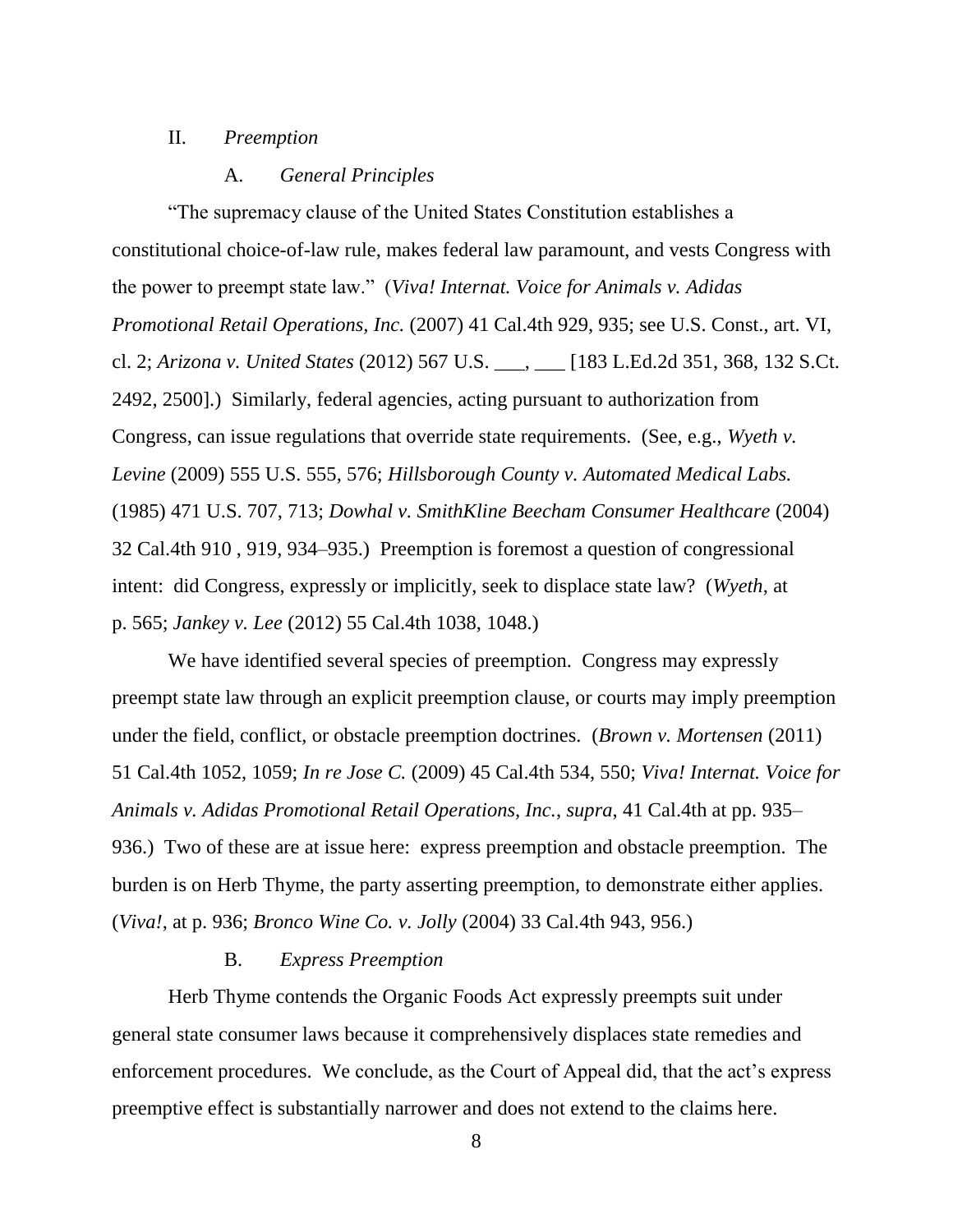## II. *Preemption*

### A. *General Principles*

"The supremacy clause of the United States Constitution establishes a constitutional choice-of-law rule, makes federal law paramount, and vests Congress with the power to preempt state law." (*Viva! Internat. Voice for Animals v. Adidas Promotional Retail Operations, Inc.* (2007) 41 Cal.4th 929, 935; see U.S. Const., art. VI, cl. 2; *Arizona v. United States* (2012) 567 U.S. ___, ___ [183 L.Ed.2d 351, 368, 132 S.Ct. 2492, 2500].) Similarly, federal agencies, acting pursuant to authorization from Congress, can issue regulations that override state requirements. (See, e.g., *Wyeth v. Levine* (2009) 555 U.S. 555, 576; *Hillsborough County v. Automated Medical Labs.* (1985) 471 U.S. 707, 713; *Dowhal v. SmithKline Beecham Consumer Healthcare* (2004) 32 Cal.4th 910 , 919, 934–935.) Preemption is foremost a question of congressional intent: did Congress, expressly or implicitly, seek to displace state law? (*Wyeth*, at p. 565; *Jankey v. Lee* (2012) 55 Cal.4th 1038, 1048.)

We have identified several species of preemption. Congress may expressly preempt state law through an explicit preemption clause, or courts may imply preemption under the field, conflict, or obstacle preemption doctrines. (*Brown v. Mortensen* (2011) 51 Cal.4th 1052, 1059; *In re Jose C.* (2009) 45 Cal.4th 534, 550; *Viva! Internat. Voice for Animals v. Adidas Promotional Retail Operations, Inc.*, *supra*, 41 Cal.4th at pp. 935–936.) Two of these are at issue here: express preemption and obstacle preemption. The burden is on Herb Thyme, the party asserting preemption, to demonstrate either applies. (*Viva!*, at p. 936; *Bronco Wine Co. v. Jolly* (2004) 33 Cal.4th 943, 956.)

### B. *Express Preemption*

Herb Thyme contends the Organic Foods Act expressly preempts suit under general state consumer laws because it comprehensively displaces state remedies and enforcement procedures. We conclude, as the Court of Appeal did, that the act's express preemptive effect is substantially narrower and does not extend to the claims here.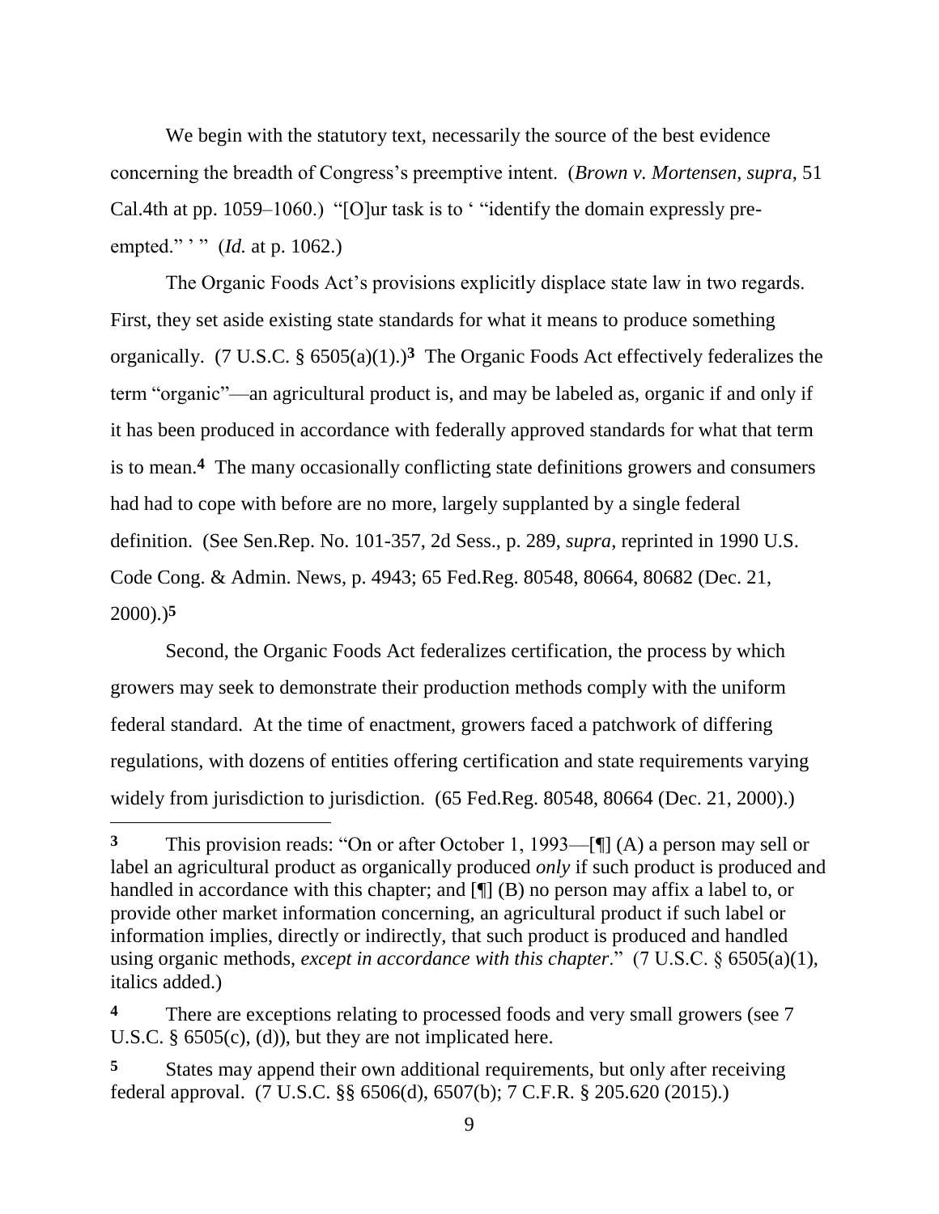We begin with the statutory text, necessarily the source of the best evidence concerning the breadth of Congress's preemptive intent. (*Brown v. Mortensen*, *supra*, 51 Cal.4th at pp. 1059–1060.) "[O]ur task is to ' "identify the domain expressly pre-empted." ' " (*Id.* at p. 1062.)

The Organic Foods Act's provisions explicitly displace state law in two regards. First, they set aside existing state standards for what it means to produce something organically. (7 U.S.C. § 6505(a)(1).)[3] The Organic Foods Act effectively federalizes the term "organic"—an agricultural product is, and may be labeled as, organic if and only if it has been produced in accordance with federally approved standards for what that term is to mean.[4] The many occasionally conflicting state definitions growers and consumers had had to cope with before are no more, largely supplanted by a single federal definition. (See Sen.Rep. No. 101-357, 2d Sess., p. 289, *supra*, reprinted in 1990 U.S. Code Cong. & Admin. News, p. 4943; 65 Fed.Reg. 80548, 80664, 80682 (Dec. 21, 2000).)[5]

Second, the Organic Foods Act federalizes certification, the process by which growers may seek to demonstrate their production methods comply with the uniform federal standard. At the time of enactment, growers faced a patchwork of differing regulations, with dozens of entities offering certification and state requirements varying widely from jurisdiction to jurisdiction. (65 Fed.Reg. 80548, 80664 (Dec. 21, 2000).)

---

**3** This provision reads: "On or after October 1, 1993—[¶] (A) a person may sell or label an agricultural product as organically produced *only* if such product is produced and handled in accordance with this chapter; and [¶] (B) no person may affix a label to, or provide other market information concerning, an agricultural product if such label or information implies, directly or indirectly, that such product is produced and handled using organic methods, *except in accordance with this chapter*." (7 U.S.C. § 6505(a)(1), italics added.)

**4** There are exceptions relating to processed foods and very small growers (see 7 U.S.C. § 6505(c), (d)), but they are not implicated here.

**5** States may append their own additional requirements, but only after receiving federal approval. (7 U.S.C. §§ 6506(d), 6507(b); 7 C.F.R. § 205.620 (2015).)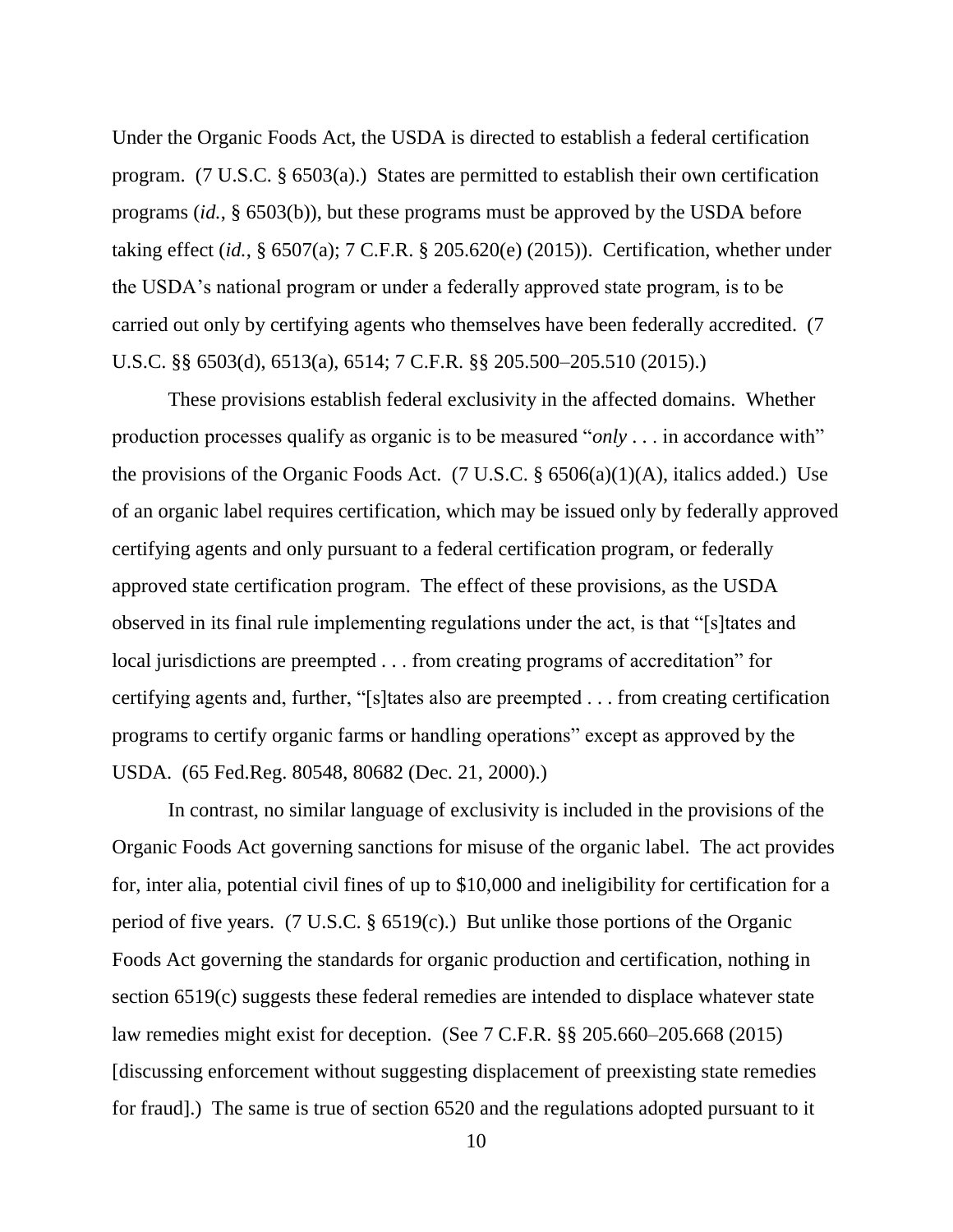Under the Organic Foods Act, the USDA is directed to establish a federal certification program. (7 U.S.C. § 6503(a).) States are permitted to establish their own certification programs (*id.*, § 6503(b)), but these programs must be approved by the USDA before taking effect (*id.*, § 6507(a); 7 C.F.R. § 205.620(e) (2015)). Certification, whether under the USDA's national program or under a federally approved state program, is to be carried out only by certifying agents who themselves have been federally accredited. (7 U.S.C. §§ 6503(d), 6513(a), 6514; 7 C.F.R. §§ 205.500–205.510 (2015).)

These provisions establish federal exclusivity in the affected domains. Whether production processes qualify as organic is to be measured "*only* . . . in accordance with" the provisions of the Organic Foods Act. (7 U.S.C. § 6506(a)(1)(A), italics added.) Use of an organic label requires certification, which may be issued only by federally approved certifying agents and only pursuant to a federal certification program, or federally approved state certification program. The effect of these provisions, as the USDA observed in its final rule implementing regulations under the act, is that "[s]tates and local jurisdictions are preempted . . . from creating programs of accreditation" for certifying agents and, further, "[s]tates also are preempted . . . from creating certification programs to certify organic farms or handling operations" except as approved by the USDA. (65 Fed.Reg. 80548, 80682 (Dec. 21, 2000).)

In contrast, no similar language of exclusivity is included in the provisions of the Organic Foods Act governing sanctions for misuse of the organic label. The act provides for, inter alia, potential civil fines of up to $10,000 and ineligibility for certification for a period of five years. (7 U.S.C. § 6519(c).) But unlike those portions of the Organic Foods Act governing the standards for organic production and certification, nothing in section 6519(c) suggests these federal remedies are intended to displace whatever state law remedies might exist for deception. (See 7 C.F.R. §§ 205.660–205.668 (2015) [discussing enforcement without suggesting displacement of preexisting state remedies for fraud].) The same is true of section 6520 and the regulations adopted pursuant to it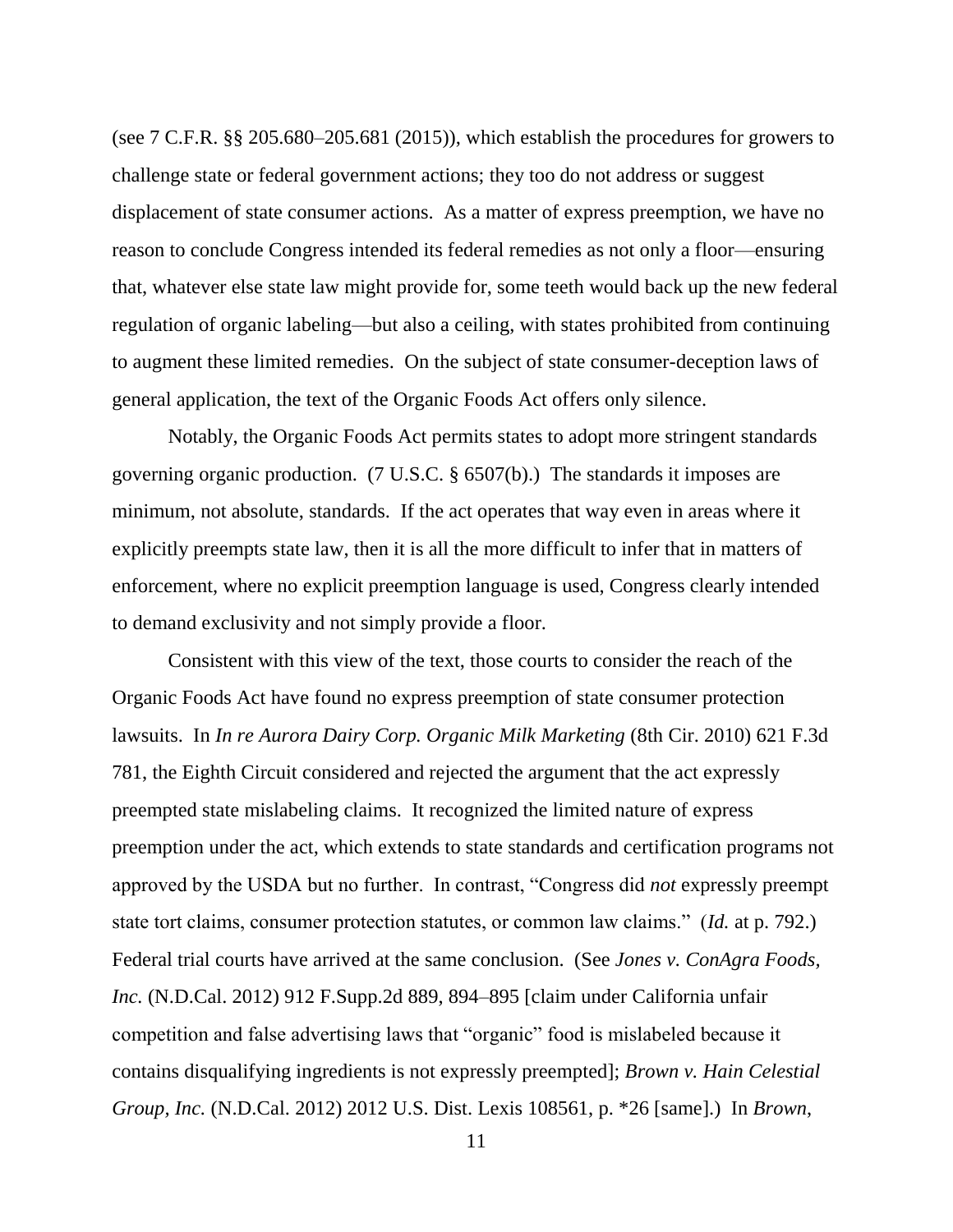(see 7 C.F.R. §§ 205.680–205.681 (2015)), which establish the procedures for growers to challenge state or federal government actions; they too do not address or suggest displacement of state consumer actions. As a matter of express preemption, we have no reason to conclude Congress intended its federal remedies as not only a floor—ensuring that, whatever else state law might provide for, some teeth would back up the new federal regulation of organic labeling—but also a ceiling, with states prohibited from continuing to augment these limited remedies. On the subject of state consumer-deception laws of general application, the text of the Organic Foods Act offers only silence.

Notably, the Organic Foods Act permits states to adopt more stringent standards governing organic production. (7 U.S.C. § 6507(b).) The standards it imposes are minimum, not absolute, standards. If the act operates that way even in areas where it explicitly preempts state law, then it is all the more difficult to infer that in matters of enforcement, where no explicit preemption language is used, Congress clearly intended to demand exclusivity and not simply provide a floor.

Consistent with this view of the text, those courts to consider the reach of the Organic Foods Act have found no express preemption of state consumer protection lawsuits. In *In re Aurora Dairy Corp. Organic Milk Marketing* (8th Cir. 2010) 621 F.3d 781, the Eighth Circuit considered and rejected the argument that the act expressly preempted state mislabeling claims. It recognized the limited nature of express preemption under the act, which extends to state standards and certification programs not approved by the USDA but no further. In contrast, "Congress did *not* expressly preempt state tort claims, consumer protection statutes, or common law claims." (*Id.* at p. 792.) Federal trial courts have arrived at the same conclusion. (See *Jones v. ConAgra Foods, Inc.* (N.D.Cal. 2012) 912 F.Supp.2d 889, 894–895 [claim under California unfair competition and false advertising laws that "organic" food is mislabeled because it contains disqualifying ingredients is not expressly preempted]; *Brown v. Hain Celestial Group, Inc.* (N.D.Cal. 2012) 2012 U.S. Dist. Lexis 108561, p. *26 [same].) In *Brown*,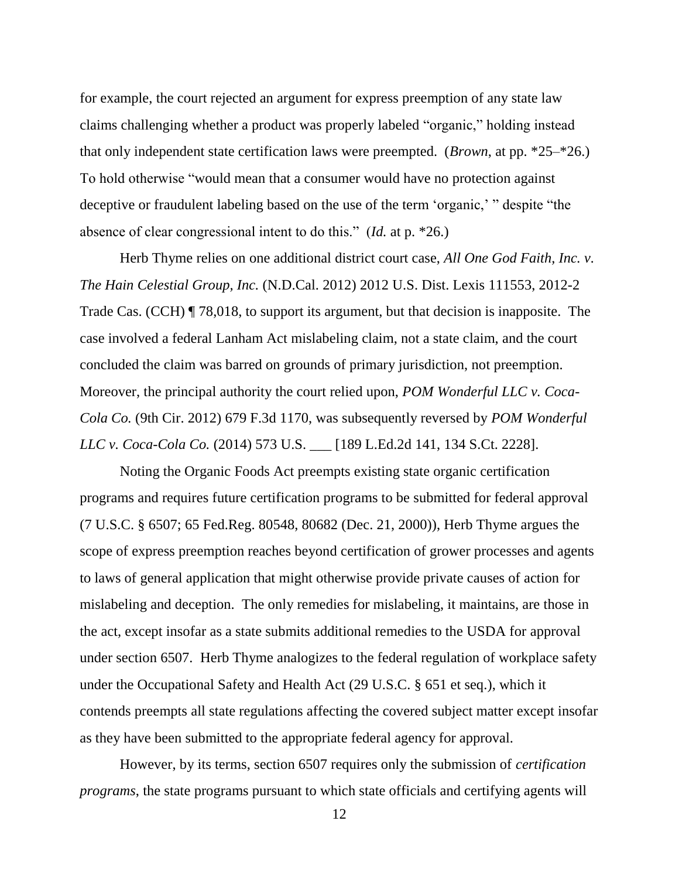for example, the court rejected an argument for express preemption of any state law claims challenging whether a product was properly labeled "organic," holding instead that only independent state certification laws were preempted. (*Brown*, at pp. *25–*26.) To hold otherwise "would mean that a consumer would have no protection against deceptive or fraudulent labeling based on the use of the term 'organic,' " despite "the absence of clear congressional intent to do this." (*Id.* at p. *26.)

Herb Thyme relies on one additional district court case, *All One God Faith, Inc. v. The Hain Celestial Group, Inc.* (N.D.Cal. 2012) 2012 U.S. Dist. Lexis 111553, 2012-2 Trade Cas. (CCH) ¶ 78,018, to support its argument, but that decision is inapposite. The case involved a federal Lanham Act mislabeling claim, not a state claim, and the court concluded the claim was barred on grounds of primary jurisdiction, not preemption. Moreover, the principal authority the court relied upon, *POM Wonderful LLC v. Coca-Cola Co.* (9th Cir. 2012) 679 F.3d 1170, was subsequently reversed by *POM Wonderful LLC v. Coca-Cola Co.* (2014) 573 U.S. ___ [189 L.Ed.2d 141, 134 S.Ct. 2228].

Noting the Organic Foods Act preempts existing state organic certification programs and requires future certification programs to be submitted for federal approval (7 U.S.C. § 6507; 65 Fed.Reg. 80548, 80682 (Dec. 21, 2000)), Herb Thyme argues the scope of express preemption reaches beyond certification of grower processes and agents to laws of general application that might otherwise provide private causes of action for mislabeling and deception. The only remedies for mislabeling, it maintains, are those in the act, except insofar as a state submits additional remedies to the USDA for approval under section 6507. Herb Thyme analogizes to the federal regulation of workplace safety under the Occupational Safety and Health Act (29 U.S.C. § 651 et seq.), which it contends preempts all state regulations affecting the covered subject matter except insofar as they have been submitted to the appropriate federal agency for approval.

However, by its terms, section 6507 requires only the submission of *certification programs*, the state programs pursuant to which state officials and certifying agents will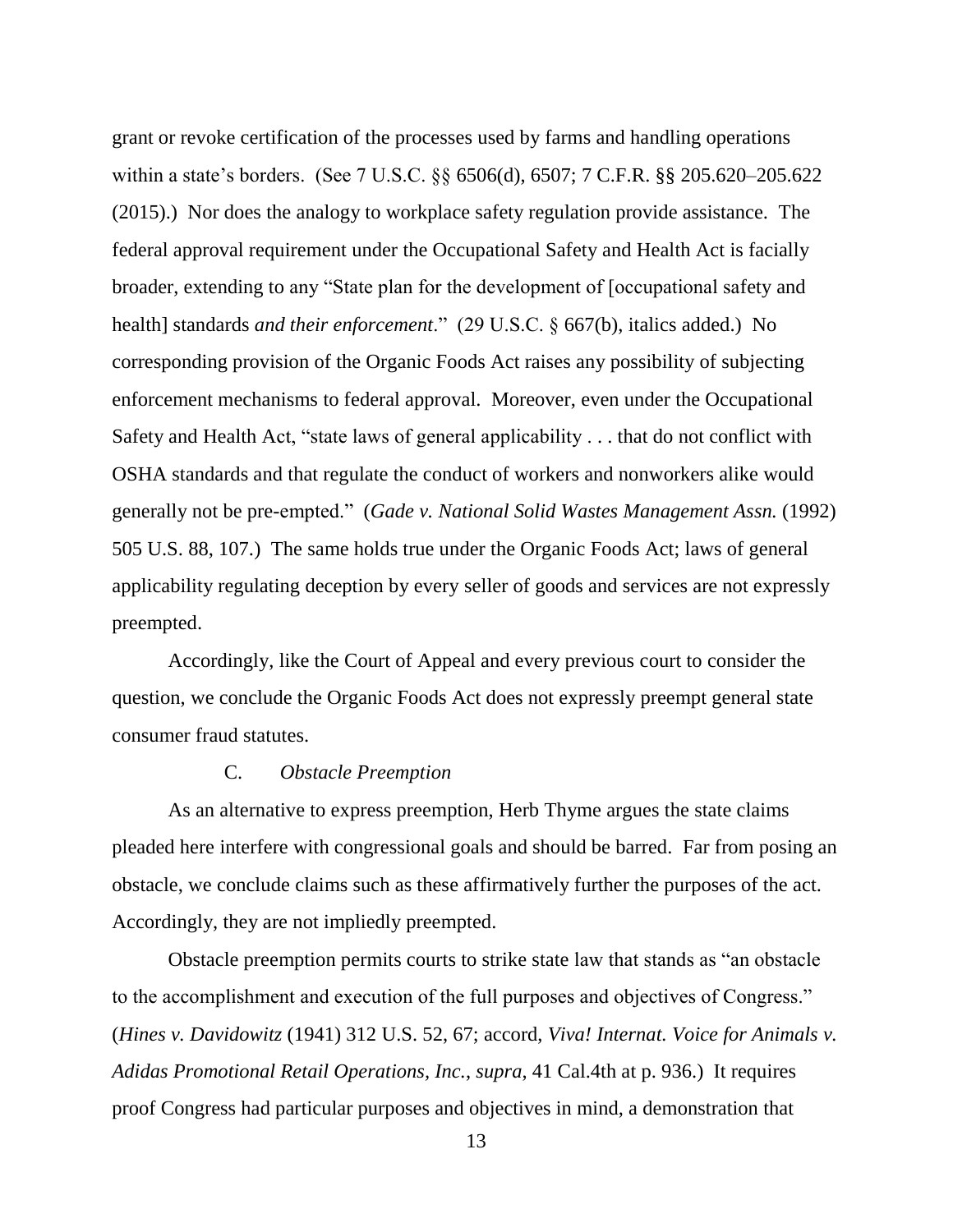grant or revoke certification of the processes used by farms and handling operations within a state's borders. (See 7 U.S.C. §§ 6506(d), 6507; 7 C.F.R. §§ 205.620–205.622 (2015).) Nor does the analogy to workplace safety regulation provide assistance. The federal approval requirement under the Occupational Safety and Health Act is facially broader, extending to any "State plan for the development of [occupational safety and health] standards *and their enforcement*." (29 U.S.C. § 667(b), italics added.) No corresponding provision of the Organic Foods Act raises any possibility of subjecting enforcement mechanisms to federal approval. Moreover, even under the Occupational Safety and Health Act, "state laws of general applicability . . . that do not conflict with OSHA standards and that regulate the conduct of workers and nonworkers alike would generally not be pre-empted." (*Gade v. National Solid Wastes Management Assn.* (1992) 505 U.S. 88, 107.) The same holds true under the Organic Foods Act; laws of general applicability regulating deception by every seller of goods and services are not expressly preempted.

Accordingly, like the Court of Appeal and every previous court to consider the question, we conclude the Organic Foods Act does not expressly preempt general state consumer fraud statutes.

### C. *Obstacle Preemption*

As an alternative to express preemption, Herb Thyme argues the state claims pleaded here interfere with congressional goals and should be barred. Far from posing an obstacle, we conclude claims such as these affirmatively further the purposes of the act. Accordingly, they are not impliedly preempted.

Obstacle preemption permits courts to strike state law that stands as "an obstacle to the accomplishment and execution of the full purposes and objectives of Congress." (*Hines v. Davidowitz* (1941) 312 U.S. 52, 67; accord, *Viva! Internat. Voice for Animals v. Adidas Promotional Retail Operations, Inc.*, *supra*, 41 Cal.4th at p. 936.) It requires proof Congress had particular purposes and objectives in mind, a demonstration that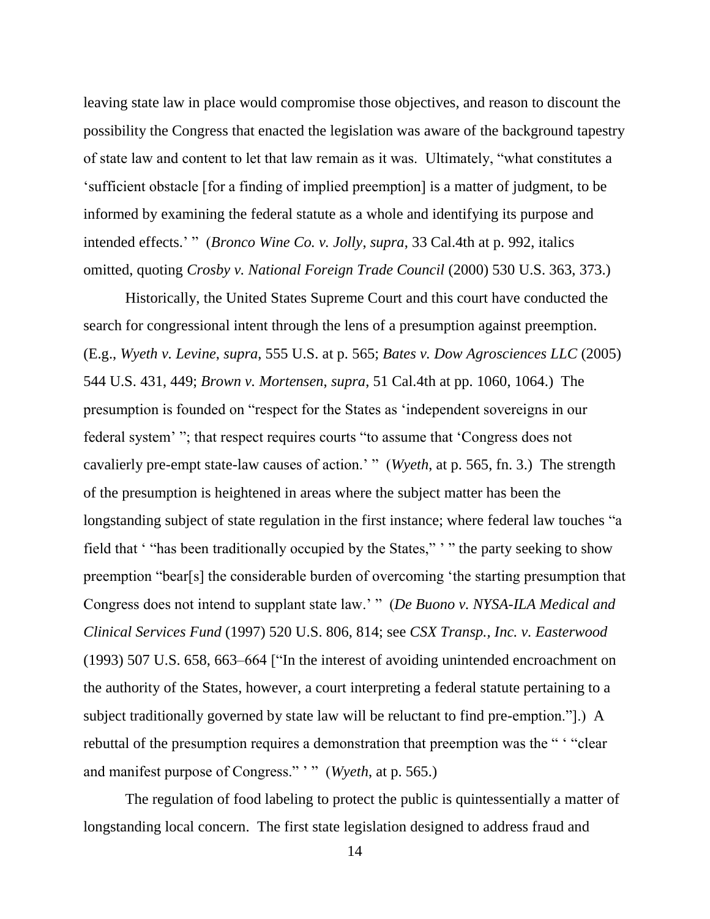leaving state law in place would compromise those objectives, and reason to discount the possibility the Congress that enacted the legislation was aware of the background tapestry of state law and content to let that law remain as it was. Ultimately, "what constitutes a 'sufficient obstacle [for a finding of implied preemption] is a matter of judgment, to be informed by examining the federal statute as a whole and identifying its purpose and intended effects.' " (*Bronco Wine Co. v. Jolly*, *supra*, 33 Cal.4th at p. 992, italics omitted, quoting *Crosby v. National Foreign Trade Council* (2000) 530 U.S. 363, 373.)

Historically, the United States Supreme Court and this court have conducted the search for congressional intent through the lens of a presumption against preemption. (E.g., *Wyeth v. Levine*, *supra*, 555 U.S. at p. 565; *Bates v. Dow Agrosciences LLC* (2005) 544 U.S. 431, 449; *Brown v. Mortensen*, *supra*, 51 Cal.4th at pp. 1060, 1064.) The presumption is founded on "respect for the States as 'independent sovereigns in our federal system' "; that respect requires courts "to assume that 'Congress does not cavalierly pre-empt state-law causes of action.' " (*Wyeth*, at p. 565, fn. 3.) The strength of the presumption is heightened in areas where the subject matter has been the longstanding subject of state regulation in the first instance; where federal law touches "a field that ' "has been traditionally occupied by the States," ' " the party seeking to show preemption "bear[s] the considerable burden of overcoming 'the starting presumption that Congress does not intend to supplant state law.' " (*De Buono v. NYSA-ILA Medical and Clinical Services Fund* (1997) 520 U.S. 806, 814; see *CSX Transp., Inc. v. Easterwood* (1993) 507 U.S. 658, 663–664 ["In the interest of avoiding unintended encroachment on the authority of the States, however, a court interpreting a federal statute pertaining to a subject traditionally governed by state law will be reluctant to find pre-emption."].) A rebuttal of the presumption requires a demonstration that preemption was the " ' "clear and manifest purpose of Congress." ' " (*Wyeth*, at p. 565.)

The regulation of food labeling to protect the public is quintessentially a matter of longstanding local concern. The first state legislation designed to address fraud and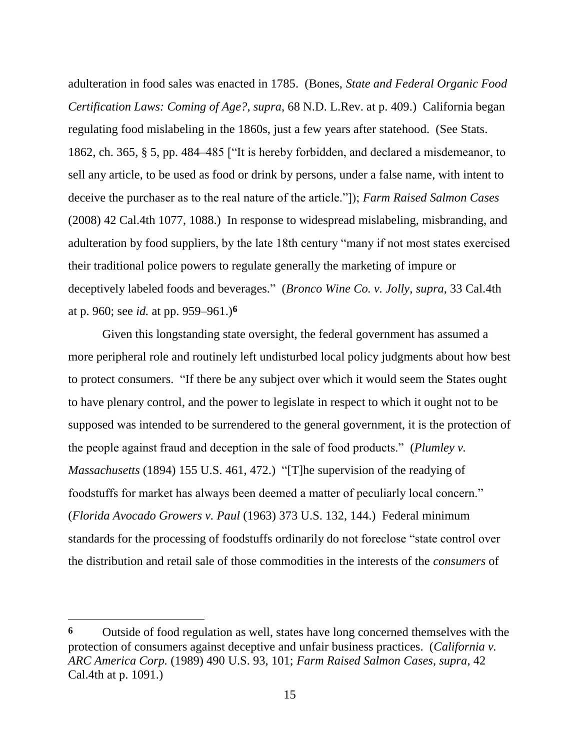adulteration in food sales was enacted in 1785. (Bones, *State and Federal Organic Food Certification Laws: Coming of Age?*, *supra*, 68 N.D. L.Rev. at p. 409.) California began regulating food mislabeling in the 1860s, just a few years after statehood. (See Stats. 1862, ch. 365, § 5, pp. 484–485 ["It is hereby forbidden, and declared a misdemeanor, to sell any article, to be used as food or drink by persons, under a false name, with intent to deceive the purchaser as to the real nature of the article."]); *Farm Raised Salmon Cases* (2008) 42 Cal.4th 1077, 1088.) In response to widespread mislabeling, misbranding, and adulteration by food suppliers, by the late 18th century "many if not most states exercised their traditional police powers to regulate generally the marketing of impure or deceptively labeled foods and beverages." (*Bronco Wine Co. v. Jolly*, *supra*, 33 Cal.4th at p. 960; see *id.* at pp. 959–961.)[6]

Given this longstanding state oversight, the federal government has assumed a more peripheral role and routinely left undisturbed local policy judgments about how best to protect consumers. "If there be any subject over which it would seem the States ought to have plenary control, and the power to legislate in respect to which it ought not to be supposed was intended to be surrendered to the general government, it is the protection of the people against fraud and deception in the sale of food products." (*Plumley v. Massachusetts* (1894) 155 U.S. 461, 472.) "[T]he supervision of the readying of foodstuffs for market has always been deemed a matter of peculiarly local concern." (*Florida Avocado Growers v. Paul* (1963) 373 U.S. 132, 144.) Federal minimum standards for the processing of foodstuffs ordinarily do not foreclose "state control over the distribution and retail sale of those commodities in the interests of the *consumers* of

---

**6** Outside of food regulation as well, states have long concerned themselves with the protection of consumers against deceptive and unfair business practices. (*California v. ARC America Corp.* (1989) 490 U.S. 93, 101; *Farm Raised Salmon Cases*, *supra*, 42 Cal.4th at p. 1091.)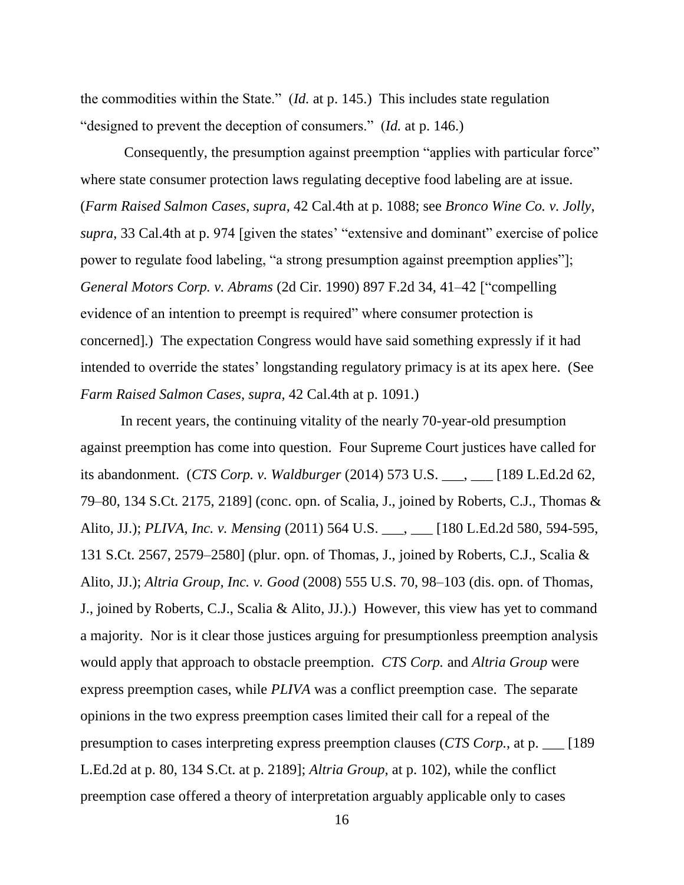the commodities within the State." (*Id.* at p. 145.) This includes state regulation "designed to prevent the deception of consumers." (*Id.* at p. 146.)

Consequently, the presumption against preemption "applies with particular force" where state consumer protection laws regulating deceptive food labeling are at issue. (*Farm Raised Salmon Cases*, *supra*, 42 Cal.4th at p. 1088; see *Bronco Wine Co. v. Jolly*, *supra*, 33 Cal.4th at p. 974 [given the states' "extensive and dominant" exercise of police power to regulate food labeling, "a strong presumption against preemption applies"]; *General Motors Corp. v. Abrams* (2d Cir. 1990) 897 F.2d 34, 41–42 ["compelling evidence of an intention to preempt is required" where consumer protection is concerned].) The expectation Congress would have said something expressly if it had intended to override the states' longstanding regulatory primacy is at its apex here. (See *Farm Raised Salmon Cases*, *supra*, 42 Cal.4th at p. 1091.)

In recent years, the continuing vitality of the nearly 70-year-old presumption against preemption has come into question. Four Supreme Court justices have called for its abandonment. (*CTS Corp. v. Waldburger* (2014) 573 U.S. ___, ___ [189 L.Ed.2d 62, 79–80, 134 S.Ct. 2175, 2189] (conc. opn. of Scalia, J., joined by Roberts, C.J., Thomas & Alito, JJ.); *PLIVA, Inc. v. Mensing* (2011) 564 U.S. ___, ___ [180 L.Ed.2d 580, 594-595, 131 S.Ct. 2567, 2579–2580] (plur. opn. of Thomas, J., joined by Roberts, C.J., Scalia & Alito, JJ.); *Altria Group, Inc. v. Good* (2008) 555 U.S. 70, 98–103 (dis. opn. of Thomas, J., joined by Roberts, C.J., Scalia & Alito, JJ.).) However, this view has yet to command a majority. Nor is it clear those justices arguing for presumptionless preemption analysis would apply that approach to obstacle preemption. *CTS Corp.* and *Altria Group* were express preemption cases, while *PLIVA* was a conflict preemption case. The separate opinions in the two express preemption cases limited their call for a repeal of the presumption to cases interpreting express preemption clauses (*CTS Corp.*, at p. ___ [189 L.Ed.2d at p. 80, 134 S.Ct. at p. 2189]; *Altria Group*, at p. 102), while the conflict preemption case offered a theory of interpretation arguably applicable only to cases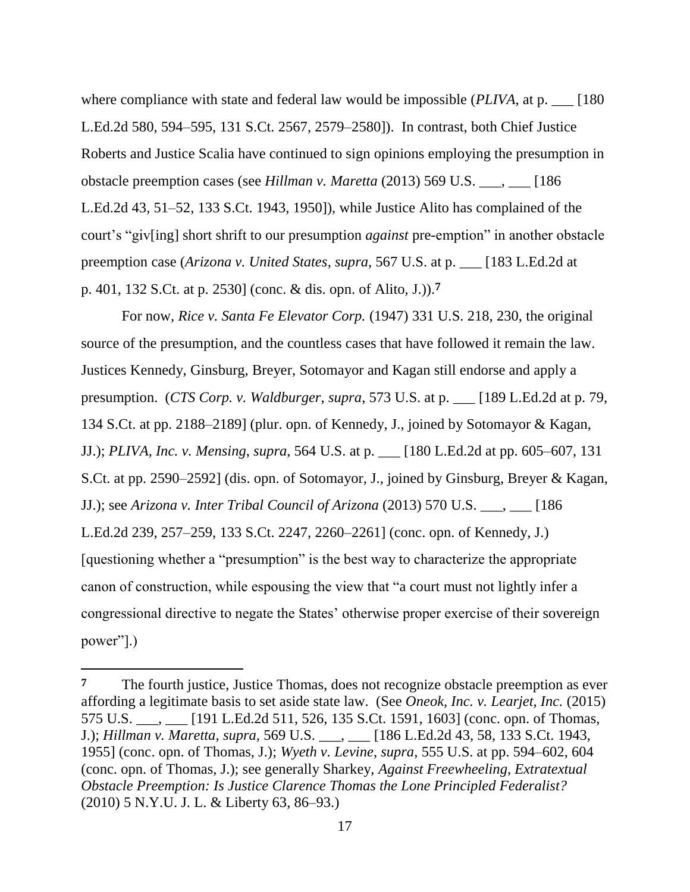where compliance with state and federal law would be impossible (*PLIVA*, at p. ___ [180 L.Ed.2d 580, 594–595, 131 S.Ct. 2567, 2579–2580]). In contrast, both Chief Justice Roberts and Justice Scalia have continued to sign opinions employing the presumption in obstacle preemption cases (see *Hillman v. Maretta* (2013) 569 U.S. ___, ___ [186 L.Ed.2d 43, 51–52, 133 S.Ct. 1943, 1950]), while Justice Alito has complained of the court's "giv[ing] short shrift to our presumption *against* pre-emption" in another obstacle preemption case (*Arizona v. United States*, *supra*, 567 U.S. at p. ___ [183 L.Ed.2d at p. 401, 132 S.Ct. at p. 2530] (conc. & dis. opn. of Alito, J.)).[7]

For now, *Rice v. Santa Fe Elevator Corp.* (1947) 331 U.S. 218, 230, the original source of the presumption, and the countless cases that have followed it remain the law. Justices Kennedy, Ginsburg, Breyer, Sotomayor and Kagan still endorse and apply a presumption. (*CTS Corp. v. Waldburger*, *supra*, 573 U.S. at p. ___ [189 L.Ed.2d at p. 79, 134 S.Ct. at pp. 2188–2189] (plur. opn. of Kennedy, J., joined by Sotomayor & Kagan, JJ.); *PLIVA, Inc. v. Mensing*, *supra*, 564 U.S. at p. ___ [180 L.Ed.2d at pp. 605–607, 131 S.Ct. at pp. 2590–2592] (dis. opn. of Sotomayor, J., joined by Ginsburg, Breyer & Kagan, JJ.); see *Arizona v. Inter Tribal Council of Arizona* (2013) 570 U.S. ___, ___ [186 L.Ed.2d 239, 257–259, 133 S.Ct. 2247, 2260–2261] (conc. opn. of Kennedy, J.) [questioning whether a "presumption" is the best way to characterize the appropriate canon of construction, while espousing the view that "a court must not lightly infer a congressional directive to negate the States' otherwise proper exercise of their sovereign power"].)

---

[7] The fourth justice, Justice Thomas, does not recognize obstacle preemption as ever affording a legitimate basis to set aside state law. (See *Oneok, Inc. v. Learjet, Inc.* (2015) 575 U.S. ___, ___ [191 L.Ed.2d 511, 526, 135 S.Ct. 1591, 1603] (conc. opn. of Thomas, J.); *Hillman v. Maretta*, *supra*, 569 U.S. ___, ___ [186 L.Ed.2d 43, 58, 133 S.Ct. 1943, 1955] (conc. opn. of Thomas, J.); *Wyeth v. Levine*, *supra*, 555 U.S. at pp. 594–602, 604 (conc. opn. of Thomas, J.); see generally Sharkey, *Against Freewheeling, Extratextual Obstacle Preemption: Is Justice Clarence Thomas the Lone Principled Federalist?* (2010) 5 N.Y.U. J. L. & Liberty 63, 86–93.)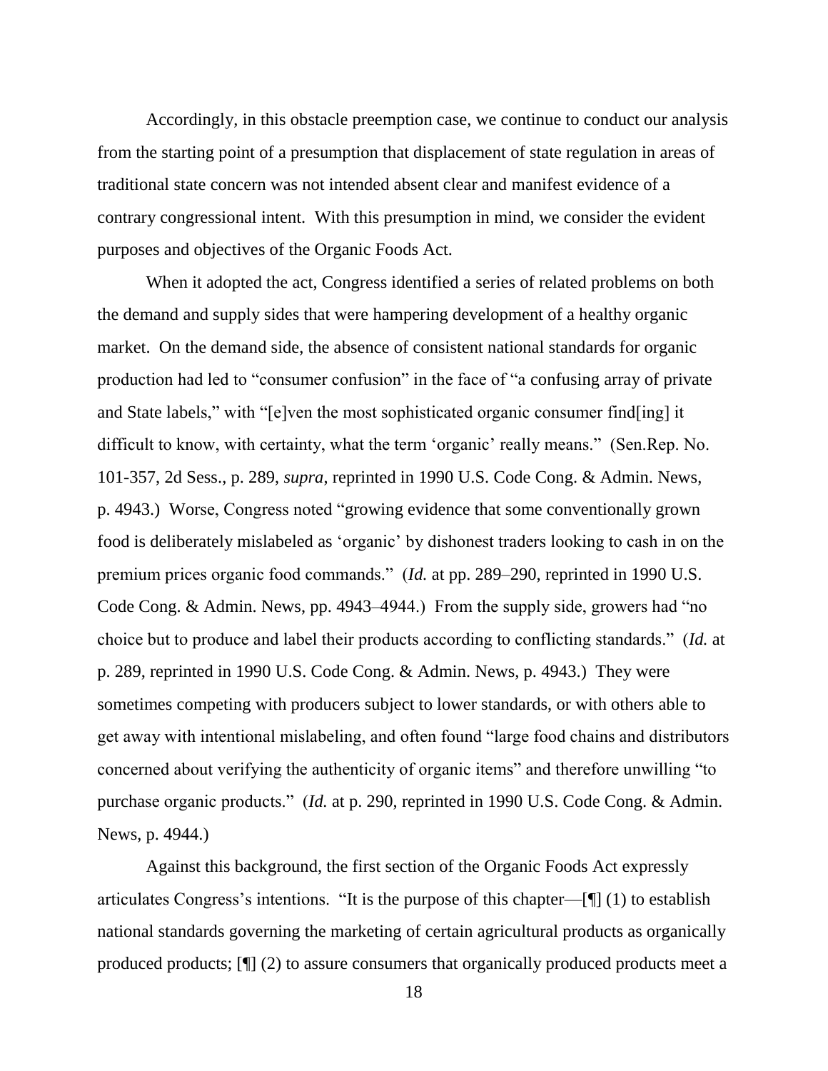Accordingly, in this obstacle preemption case, we continue to conduct our analysis from the starting point of a presumption that displacement of state regulation in areas of traditional state concern was not intended absent clear and manifest evidence of a contrary congressional intent. With this presumption in mind, we consider the evident purposes and objectives of the Organic Foods Act.

When it adopted the act, Congress identified a series of related problems on both the demand and supply sides that were hampering development of a healthy organic market. On the demand side, the absence of consistent national standards for organic production had led to "consumer confusion" in the face of "a confusing array of private and State labels," with "[e]ven the most sophisticated organic consumer find[ing] it difficult to know, with certainty, what the term 'organic' really means." (Sen.Rep. No. 101-357, 2d Sess., p. 289, *supra*, reprinted in 1990 U.S. Code Cong. & Admin. News, p. 4943.) Worse, Congress noted "growing evidence that some conventionally grown food is deliberately mislabeled as 'organic' by dishonest traders looking to cash in on the premium prices organic food commands." (*Id.* at pp. 289–290, reprinted in 1990 U.S. Code Cong. & Admin. News, pp. 4943–4944.) From the supply side, growers had "no choice but to produce and label their products according to conflicting standards." (*Id.* at p. 289, reprinted in 1990 U.S. Code Cong. & Admin. News, p. 4943.) They were sometimes competing with producers subject to lower standards, or with others able to get away with intentional mislabeling, and often found "large food chains and distributors concerned about verifying the authenticity of organic items" and therefore unwilling "to purchase organic products." (*Id.* at p. 290, reprinted in 1990 U.S. Code Cong. & Admin. News, p. 4944.)

Against this background, the first section of the Organic Foods Act expressly articulates Congress's intentions. "It is the purpose of this chapter—[¶] (1) to establish national standards governing the marketing of certain agricultural products as organically produced products; [¶] (2) to assure consumers that organically produced products meet a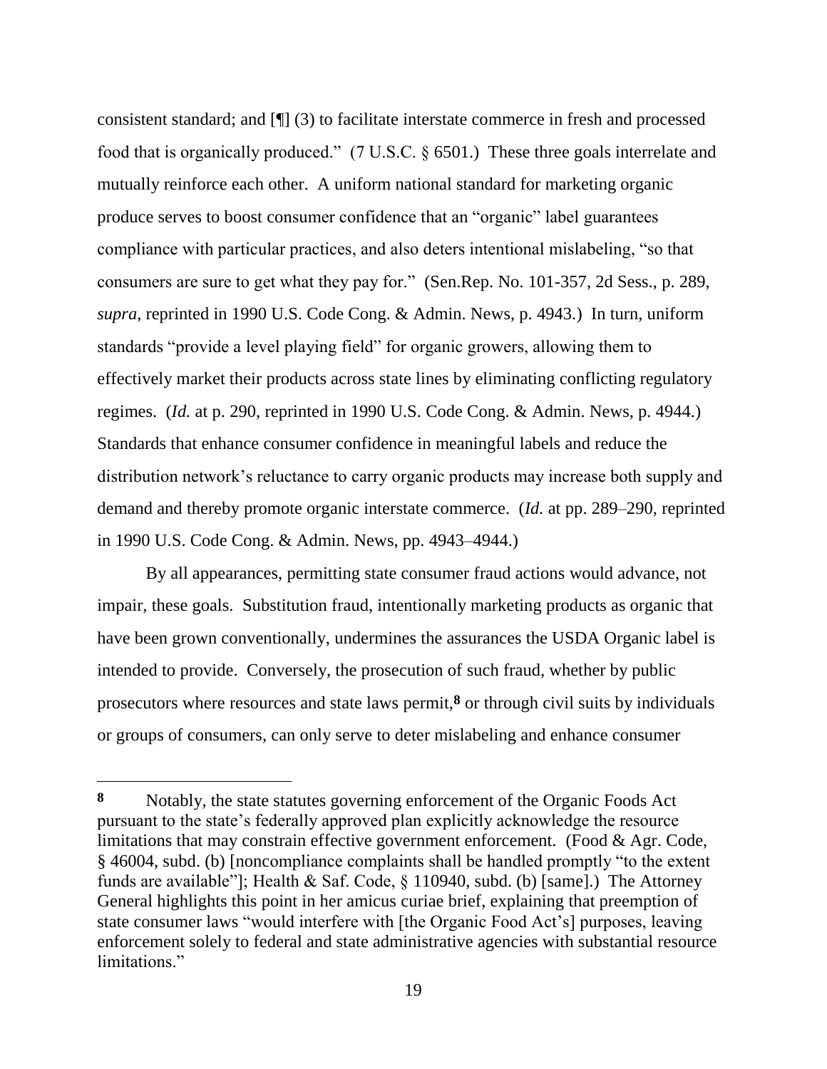consistent standard; and [¶] (3) to facilitate interstate commerce in fresh and processed food that is organically produced." (7 U.S.C. § 6501.) These three goals interrelate and mutually reinforce each other. A uniform national standard for marketing organic produce serves to boost consumer confidence that an "organic" label guarantees compliance with particular practices, and also deters intentional mislabeling, "so that consumers are sure to get what they pay for." (Sen.Rep. No. 101-357, 2d Sess., p. 289, *supra*, reprinted in 1990 U.S. Code Cong. & Admin. News, p. 4943.) In turn, uniform standards "provide a level playing field" for organic growers, allowing them to effectively market their products across state lines by eliminating conflicting regulatory regimes. (*Id.* at p. 290, reprinted in 1990 U.S. Code Cong. & Admin. News, p. 4944.) Standards that enhance consumer confidence in meaningful labels and reduce the distribution network's reluctance to carry organic products may increase both supply and demand and thereby promote organic interstate commerce. (*Id.* at pp. 289–290, reprinted in 1990 U.S. Code Cong. & Admin. News, pp. 4943–4944.)

By all appearances, permitting state consumer fraud actions would advance, not impair, these goals. Substitution fraud, intentionally marketing products as organic that have been grown conventionally, undermines the assurances the USDA Organic label is intended to provide. Conversely, the prosecution of such fraud, whether by public prosecutors where resources and state laws permit,[8] or through civil suits by individuals or groups of consumers, can only serve to deter mislabeling and enhance consumer

---

**8** Notably, the state statutes governing enforcement of the Organic Foods Act pursuant to the state's federally approved plan explicitly acknowledge the resource limitations that may constrain effective government enforcement. (Food & Agr. Code, § 46004, subd. (b) [noncompliance complaints shall be handled promptly "to the extent funds are available"]; Health & Saf. Code, § 110940, subd. (b) [same].) The Attorney General highlights this point in her amicus curiae brief, explaining that preemption of state consumer laws "would interfere with [the Organic Food Act's] purposes, leaving enforcement solely to federal and state administrative agencies with substantial resource limitations."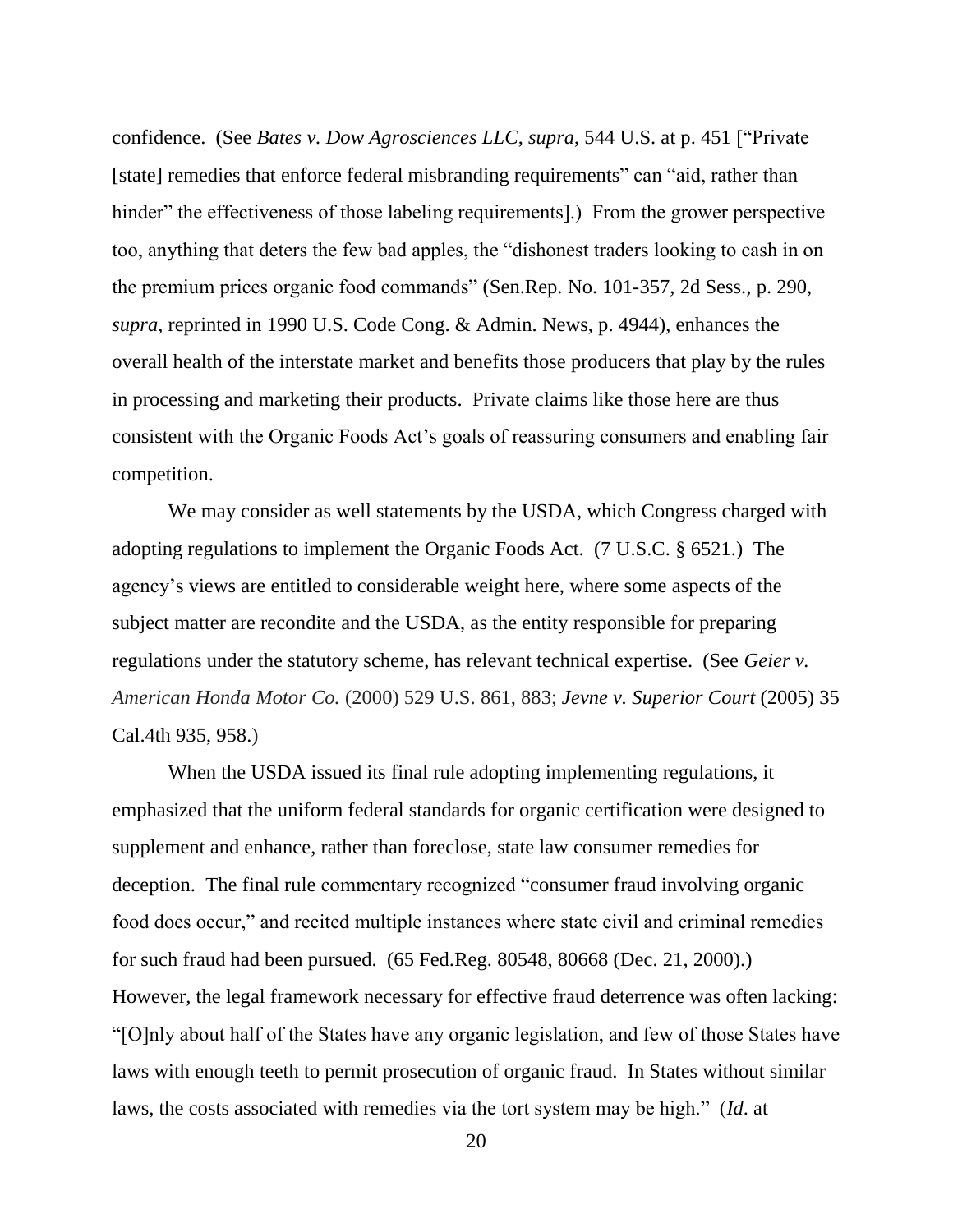confidence. (See *Bates v. Dow Agrosciences LLC*, *supra*, 544 U.S. at p. 451 ["Private [state] remedies that enforce federal misbranding requirements" can "aid, rather than hinder" the effectiveness of those labeling requirements].) From the grower perspective too, anything that deters the few bad apples, the "dishonest traders looking to cash in on the premium prices organic food commands" (Sen.Rep. No. 101-357, 2d Sess., p. 290, *supra*, reprinted in 1990 U.S. Code Cong. & Admin. News, p. 4944), enhances the overall health of the interstate market and benefits those producers that play by the rules in processing and marketing their products. Private claims like those here are thus consistent with the Organic Foods Act's goals of reassuring consumers and enabling fair competition.

We may consider as well statements by the USDA, which Congress charged with adopting regulations to implement the Organic Foods Act. (7 U.S.C. § 6521.) The agency's views are entitled to considerable weight here, where some aspects of the subject matter are recondite and the USDA, as the entity responsible for preparing regulations under the statutory scheme, has relevant technical expertise. (See *Geier v. American Honda Motor Co.* (2000) 529 U.S. 861, 883; *Jevne v. Superior Court* (2005) 35 Cal.4th 935, 958.)

When the USDA issued its final rule adopting implementing regulations, it emphasized that the uniform federal standards for organic certification were designed to supplement and enhance, rather than foreclose, state law consumer remedies for deception. The final rule commentary recognized "consumer fraud involving organic food does occur," and recited multiple instances where state civil and criminal remedies for such fraud had been pursued. (65 Fed.Reg. 80548, 80668 (Dec. 21, 2000).) However, the legal framework necessary for effective fraud deterrence was often lacking: "[O]nly about half of the States have any organic legislation, and few of those States have laws with enough teeth to permit prosecution of organic fraud. In States without similar laws, the costs associated with remedies via the tort system may be high." (*Id.* at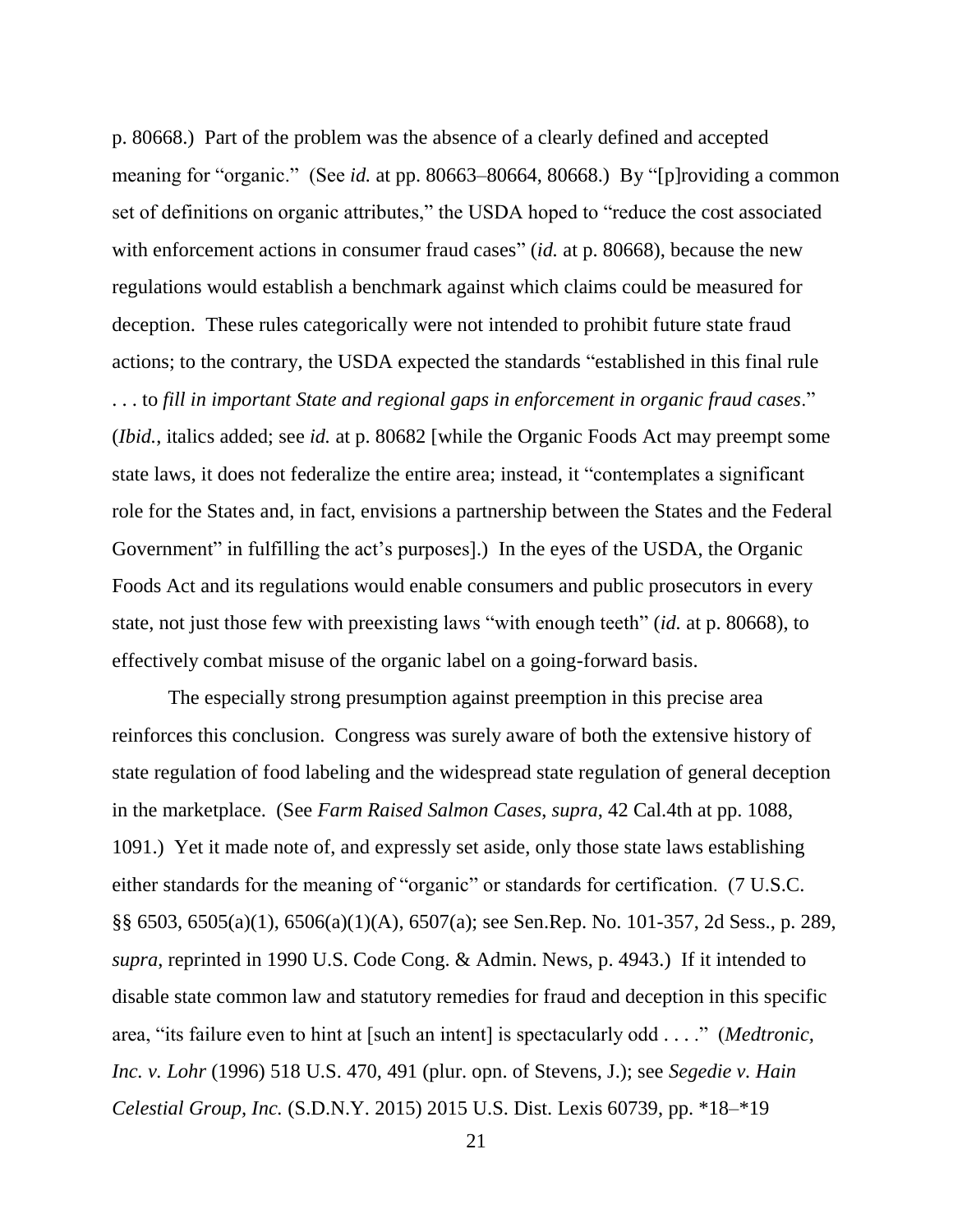p. 80668.) Part of the problem was the absence of a clearly defined and accepted meaning for "organic." (See *id.* at pp. 80663–80664, 80668.) By "[p]roviding a common set of definitions on organic attributes," the USDA hoped to "reduce the cost associated with enforcement actions in consumer fraud cases" (*id.* at p. 80668), because the new regulations would establish a benchmark against which claims could be measured for deception. These rules categorically were not intended to prohibit future state fraud actions; to the contrary, the USDA expected the standards "established in this final rule . . . to *fill in important State and regional gaps in enforcement in organic fraud cases*." (*Ibid.*, italics added; see *id.* at p. 80682 [while the Organic Foods Act may preempt some state laws, it does not federalize the entire area; instead, it "contemplates a significant role for the States and, in fact, envisions a partnership between the States and the Federal Government" in fulfilling the act's purposes].) In the eyes of the USDA, the Organic Foods Act and its regulations would enable consumers and public prosecutors in every state, not just those few with preexisting laws "with enough teeth" (*id.* at p. 80668), to effectively combat misuse of the organic label on a going-forward basis.

The especially strong presumption against preemption in this precise area reinforces this conclusion. Congress was surely aware of both the extensive history of state regulation of food labeling and the widespread state regulation of general deception in the marketplace. (See *Farm Raised Salmon Cases*, *supra*, 42 Cal.4th at pp. 1088, 1091.) Yet it made note of, and expressly set aside, only those state laws establishing either standards for the meaning of "organic" or standards for certification. (7 U.S.C. §§ 6503, 6505(a)(1), 6506(a)(1)(A), 6507(a); see Sen.Rep. No. 101-357, 2d Sess., p. 289, *supra*, reprinted in 1990 U.S. Code Cong. & Admin. News, p. 4943.) If it intended to disable state common law and statutory remedies for fraud and deception in this specific area, "its failure even to hint at [such an intent] is spectacularly odd . . . ." (*Medtronic, Inc. v. Lohr* (1996) 518 U.S. 470, 491 (plur. opn. of Stevens, J.); see *Segedie v. Hain Celestial Group, Inc.* (S.D.N.Y. 2015) 2015 U.S. Dist. Lexis 60739, pp. *18–*19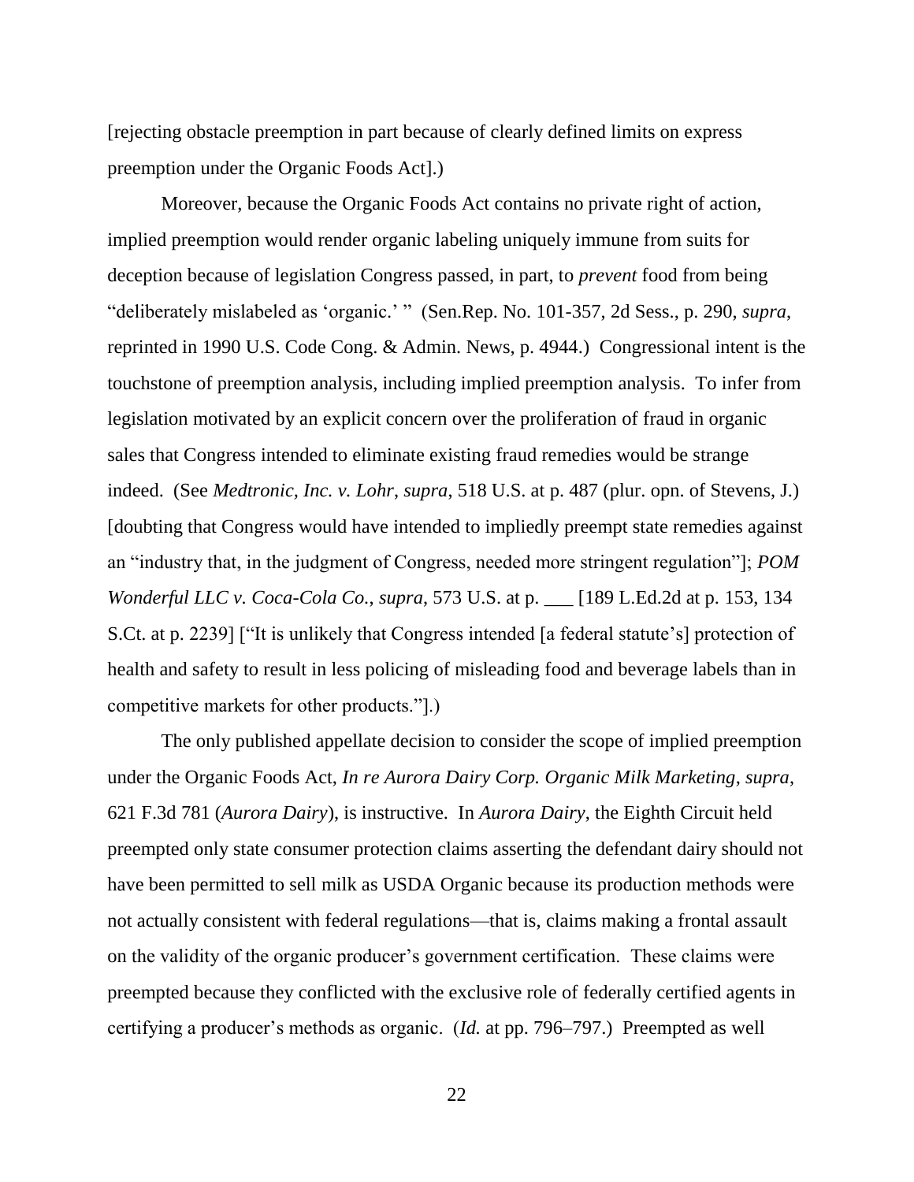[rejecting obstacle preemption in part because of clearly defined limits on express preemption under the Organic Foods Act].)

Moreover, because the Organic Foods Act contains no private right of action, implied preemption would render organic labeling uniquely immune from suits for deception because of legislation Congress passed, in part, to *prevent* food from being "deliberately mislabeled as 'organic.' " (Sen.Rep. No. 101-357, 2d Sess., p. 290, *supra*, reprinted in 1990 U.S. Code Cong. & Admin. News, p. 4944.) Congressional intent is the touchstone of preemption analysis, including implied preemption analysis. To infer from legislation motivated by an explicit concern over the proliferation of fraud in organic sales that Congress intended to eliminate existing fraud remedies would be strange indeed. (See *Medtronic, Inc. v. Lohr*, *supra*, 518 U.S. at p. 487 (plur. opn. of Stevens, J.) [doubting that Congress would have intended to impliedly preempt state remedies against an "industry that, in the judgment of Congress, needed more stringent regulation"]; *POM Wonderful LLC v. Coca-Cola Co.*, *supra*, 573 U.S. at p. ___ [189 L.Ed.2d at p. 153, 134 S.Ct. at p. 2239] ["It is unlikely that Congress intended [a federal statute's] protection of health and safety to result in less policing of misleading food and beverage labels than in competitive markets for other products."].)

The only published appellate decision to consider the scope of implied preemption under the Organic Foods Act, *In re Aurora Dairy Corp. Organic Milk Marketing*, *supra*, 621 F.3d 781 (*Aurora Dairy*), is instructive. In *Aurora Dairy*, the Eighth Circuit held preempted only state consumer protection claims asserting the defendant dairy should not have been permitted to sell milk as USDA Organic because its production methods were not actually consistent with federal regulations—that is, claims making a frontal assault on the validity of the organic producer's government certification. These claims were preempted because they conflicted with the exclusive role of federally certified agents in certifying a producer's methods as organic. (*Id.* at pp. 796–797.) Preempted as well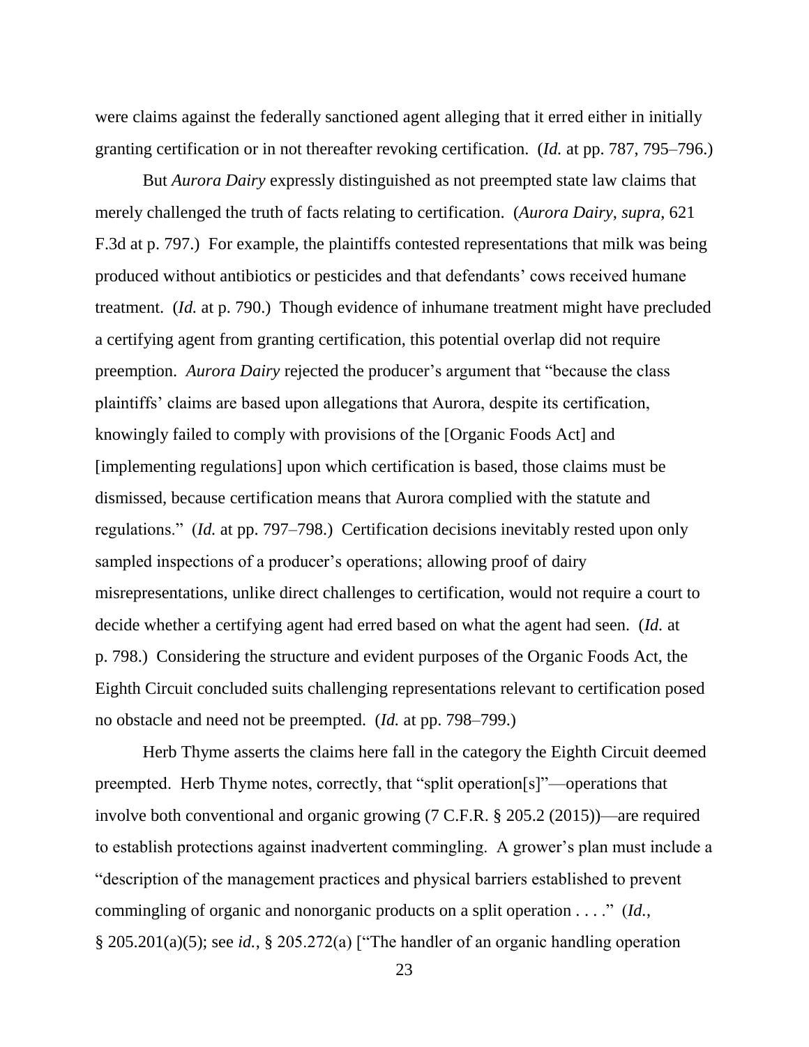were claims against the federally sanctioned agent alleging that it erred either in initially granting certification or in not thereafter revoking certification. (*Id.* at pp. 787, 795–796.)

But *Aurora Dairy* expressly distinguished as not preempted state law claims that merely challenged the truth of facts relating to certification. (*Aurora Dairy*, *supra*, 621 F.3d at p. 797.) For example, the plaintiffs contested representations that milk was being produced without antibiotics or pesticides and that defendants' cows received humane treatment. (*Id.* at p. 790.) Though evidence of inhumane treatment might have precluded a certifying agent from granting certification, this potential overlap did not require preemption. *Aurora Dairy* rejected the producer's argument that "because the class plaintiffs' claims are based upon allegations that Aurora, despite its certification, knowingly failed to comply with provisions of the [Organic Foods Act] and [implementing regulations] upon which certification is based, those claims must be dismissed, because certification means that Aurora complied with the statute and regulations." (*Id.* at pp. 797–798.) Certification decisions inevitably rested upon only sampled inspections of a producer's operations; allowing proof of dairy misrepresentations, unlike direct challenges to certification, would not require a court to decide whether a certifying agent had erred based on what the agent had seen. (*Id.* at p. 798.) Considering the structure and evident purposes of the Organic Foods Act, the Eighth Circuit concluded suits challenging representations relevant to certification posed no obstacle and need not be preempted. (*Id.* at pp. 798–799.)

Herb Thyme asserts the claims here fall in the category the Eighth Circuit deemed preempted. Herb Thyme notes, correctly, that "split operation[s]"—operations that involve both conventional and organic growing (7 C.F.R. § 205.2 (2015))—are required to establish protections against inadvertent commingling. A grower's plan must include a "description of the management practices and physical barriers established to prevent commingling of organic and nonorganic products on a split operation . . . ." (*Id.*, § 205.201(a)(5); see *id.*, § 205.272(a) ["The handler of an organic handling operation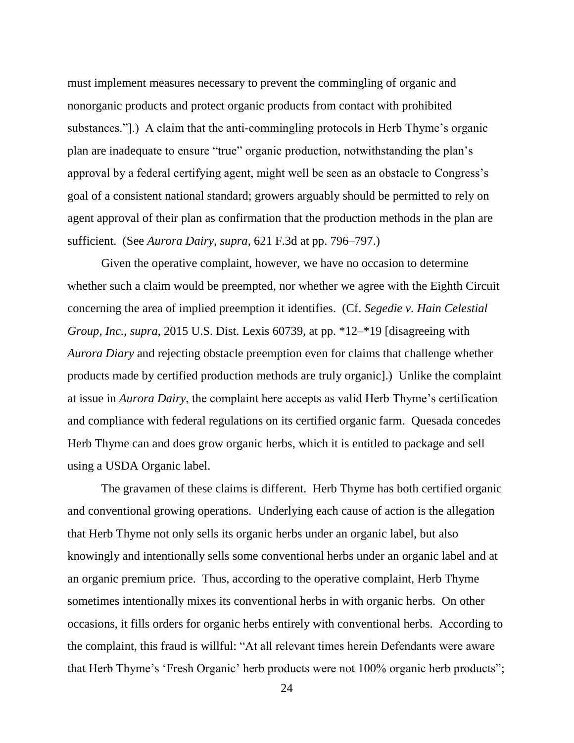must implement measures necessary to prevent the commingling of organic and nonorganic products and protect organic products from contact with prohibited substances."].) A claim that the anti-commingling protocols in Herb Thyme's organic plan are inadequate to ensure "true" organic production, notwithstanding the plan's approval by a federal certifying agent, might well be seen as an obstacle to Congress's goal of a consistent national standard; growers arguably should be permitted to rely on agent approval of their plan as confirmation that the production methods in the plan are sufficient. (See *Aurora Dairy*, *supra*, 621 F.3d at pp. 796–797.)

Given the operative complaint, however, we have no occasion to determine whether such a claim would be preempted, nor whether we agree with the Eighth Circuit concerning the area of implied preemption it identifies. (Cf. *Segedie v. Hain Celestial Group, Inc.*, *supra*, 2015 U.S. Dist. Lexis 60739, at pp. *12–*19 [disagreeing with *Aurora Diary* and rejecting obstacle preemption even for claims that challenge whether products made by certified production methods are truly organic].) Unlike the complaint at issue in *Aurora Dairy*, the complaint here accepts as valid Herb Thyme's certification and compliance with federal regulations on its certified organic farm. Quesada concedes Herb Thyme can and does grow organic herbs, which it is entitled to package and sell using a USDA Organic label.

The gravamen of these claims is different. Herb Thyme has both certified organic and conventional growing operations. Underlying each cause of action is the allegation that Herb Thyme not only sells its organic herbs under an organic label, but also knowingly and intentionally sells some conventional herbs under an organic label and at an organic premium price. Thus, according to the operative complaint, Herb Thyme sometimes intentionally mixes its conventional herbs in with organic herbs. On other occasions, it fills orders for organic herbs entirely with conventional herbs. According to the complaint, this fraud is willful: "At all relevant times herein Defendants were aware that Herb Thyme's 'Fresh Organic' herb products were not 100% organic herb products";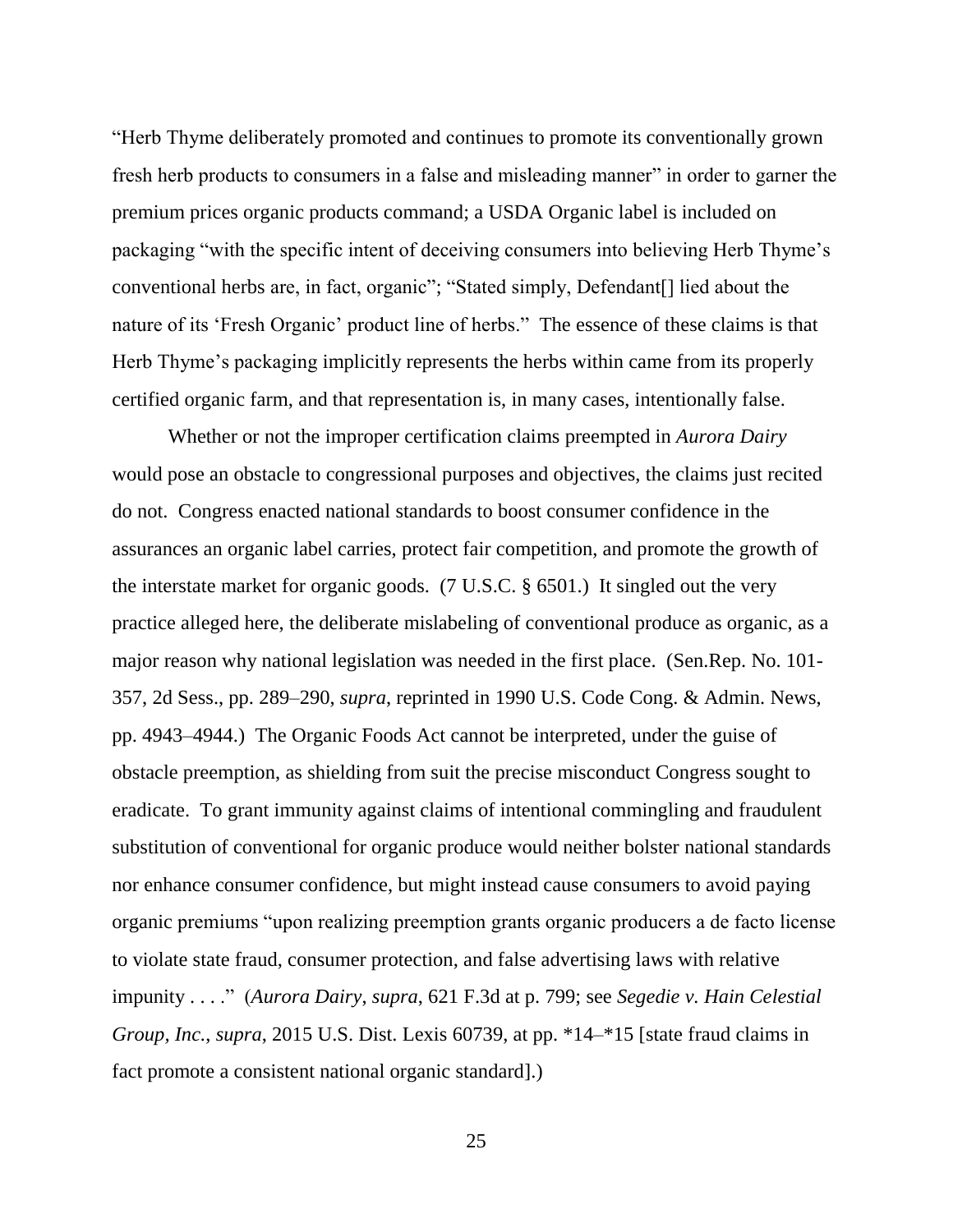"Herb Thyme deliberately promoted and continues to promote its conventionally grown fresh herb products to consumers in a false and misleading manner" in order to garner the premium prices organic products command; a USDA Organic label is included on packaging "with the specific intent of deceiving consumers into believing Herb Thyme's conventional herbs are, in fact, organic"; "Stated simply, Defendant[] lied about the nature of its 'Fresh Organic' product line of herbs." The essence of these claims is that Herb Thyme's packaging implicitly represents the herbs within came from its properly certified organic farm, and that representation is, in many cases, intentionally false.

Whether or not the improper certification claims preempted in *Aurora Dairy* would pose an obstacle to congressional purposes and objectives, the claims just recited do not. Congress enacted national standards to boost consumer confidence in the assurances an organic label carries, protect fair competition, and promote the growth of the interstate market for organic goods. (7 U.S.C. § 6501.) It singled out the very practice alleged here, the deliberate mislabeling of conventional produce as organic, as a major reason why national legislation was needed in the first place. (Sen.Rep. No. 101-357, 2d Sess., pp. 289–290, *supra*, reprinted in 1990 U.S. Code Cong. & Admin. News, pp. 4943–4944.) The Organic Foods Act cannot be interpreted, under the guise of obstacle preemption, as shielding from suit the precise misconduct Congress sought to eradicate. To grant immunity against claims of intentional commingling and fraudulent substitution of conventional for organic produce would neither bolster national standards nor enhance consumer confidence, but might instead cause consumers to avoid paying organic premiums "upon realizing preemption grants organic producers a de facto license to violate state fraud, consumer protection, and false advertising laws with relative impunity . . . ." (*Aurora Dairy*, *supra*, 621 F.3d at p. 799; see *Segedie v. Hain Celestial Group, Inc.*, *supra*, 2015 U.S. Dist. Lexis 60739, at pp. *14–*15 [state fraud claims in fact promote a consistent national organic standard].)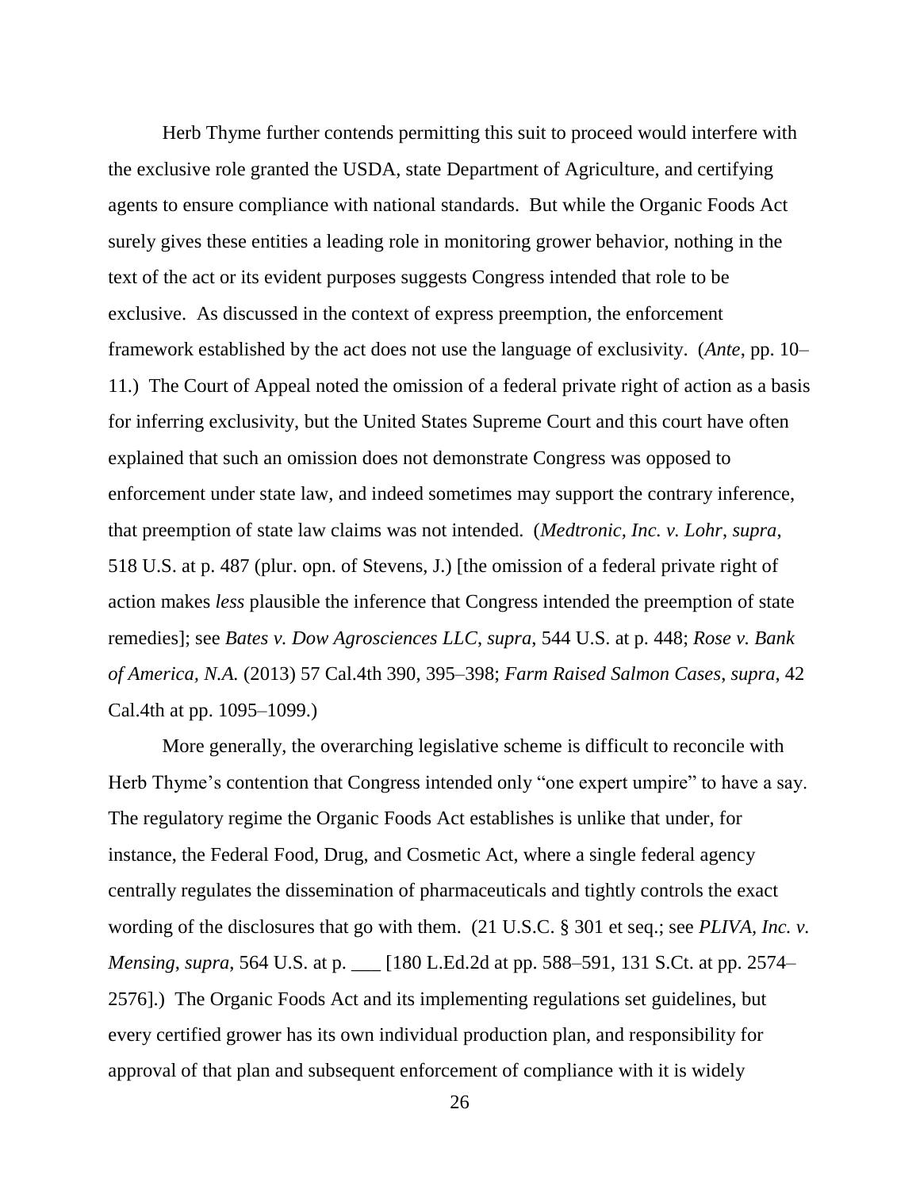Herb Thyme further contends permitting this suit to proceed would interfere with the exclusive role granted the USDA, state Department of Agriculture, and certifying agents to ensure compliance with national standards. But while the Organic Foods Act surely gives these entities a leading role in monitoring grower behavior, nothing in the text of the act or its evident purposes suggests Congress intended that role to be exclusive. As discussed in the context of express preemption, the enforcement framework established by the act does not use the language of exclusivity. (*Ante*, pp. 10–11.) The Court of Appeal noted the omission of a federal private right of action as a basis for inferring exclusivity, but the United States Supreme Court and this court have often explained that such an omission does not demonstrate Congress was opposed to enforcement under state law, and indeed sometimes may support the contrary inference, that preemption of state law claims was not intended. (*Medtronic, Inc. v. Lohr*, *supra*, 518 U.S. at p. 487 (plur. opn. of Stevens, J.) [the omission of a federal private right of action makes *less* plausible the inference that Congress intended the preemption of state remedies]; see *Bates v. Dow Agrosciences LLC*, *supra*, 544 U.S. at p. 448; *Rose v. Bank of America, N.A.* (2013) 57 Cal.4th 390, 395–398; *Farm Raised Salmon Cases*, *supra*, 42 Cal.4th at pp. 1095–1099.)

More generally, the overarching legislative scheme is difficult to reconcile with Herb Thyme's contention that Congress intended only "one expert umpire" to have a say. The regulatory regime the Organic Foods Act establishes is unlike that under, for instance, the Federal Food, Drug, and Cosmetic Act, where a single federal agency centrally regulates the dissemination of pharmaceuticals and tightly controls the exact wording of the disclosures that go with them. (21 U.S.C. § 301 et seq.; see *PLIVA, Inc. v. Mensing*, *supra*, 564 U.S. at p. ___ [180 L.Ed.2d at pp. 588–591, 131 S.Ct. at pp. 2574–2576].) The Organic Foods Act and its implementing regulations set guidelines, but every certified grower has its own individual production plan, and responsibility for approval of that plan and subsequent enforcement of compliance with it is widely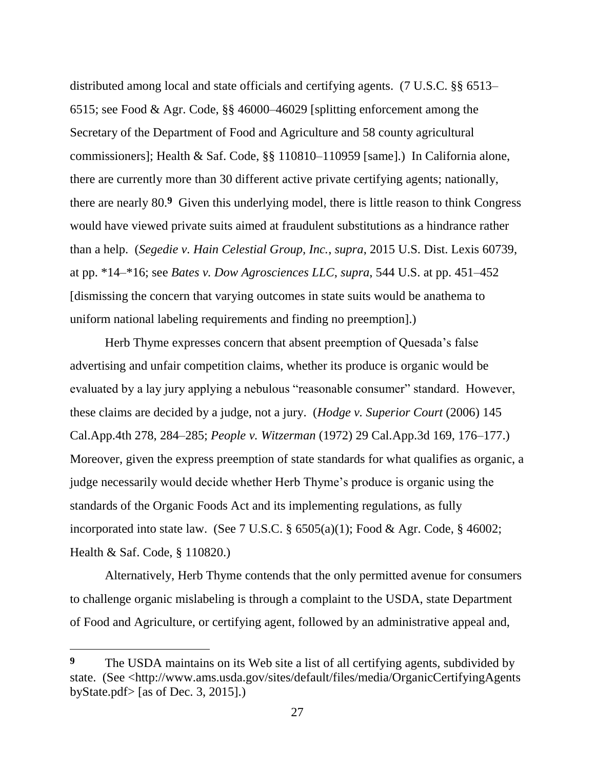distributed among local and state officials and certifying agents. (7 U.S.C. §§ 6513–6515; see Food & Agr. Code, §§ 46000–46029 [splitting enforcement among the Secretary of the Department of Food and Agriculture and 58 county agricultural commissioners]; Health & Saf. Code, §§ 110810–110959 [same].) In California alone, there are currently more than 30 different active private certifying agents; nationally, there are nearly 80.[9] Given this underlying model, there is little reason to think Congress would have viewed private suits aimed at fraudulent substitutions as a hindrance rather than a help. (*Segedie v. Hain Celestial Group, Inc.*, *supra*, 2015 U.S. Dist. Lexis 60739, at pp. *14–*16; see *Bates v. Dow Agrosciences LLC*, *supra*, 544 U.S. at pp. 451–452 [dismissing the concern that varying outcomes in state suits would be anathema to uniform national labeling requirements and finding no preemption].)

Herb Thyme expresses concern that absent preemption of Quesada's false advertising and unfair competition claims, whether its produce is organic would be evaluated by a lay jury applying a nebulous "reasonable consumer" standard. However, these claims are decided by a judge, not a jury. (*Hodge v. Superior Court* (2006) 145 Cal.App.4th 278, 284–285; *People v. Witzerman* (1972) 29 Cal.App.3d 169, 176–177.) Moreover, given the express preemption of state standards for what qualifies as organic, a judge necessarily would decide whether Herb Thyme's produce is organic using the standards of the Organic Foods Act and its implementing regulations, as fully incorporated into state law. (See 7 U.S.C. § 6505(a)(1); Food & Agr. Code, § 46002; Health & Saf. Code, § 110820.)

Alternatively, Herb Thyme contends that the only permitted avenue for consumers to challenge organic mislabeling is through a complaint to the USDA, state Department of Food and Agriculture, or certifying agent, followed by an administrative appeal and,

---

[9] The USDA maintains on its Web site a list of all certifying agents, subdivided by state. (See <http://www.ams.usda.gov/sites/default/files/media/OrganicCertifyingAgentsbyState.pdf> [as of Dec. 3, 2015].)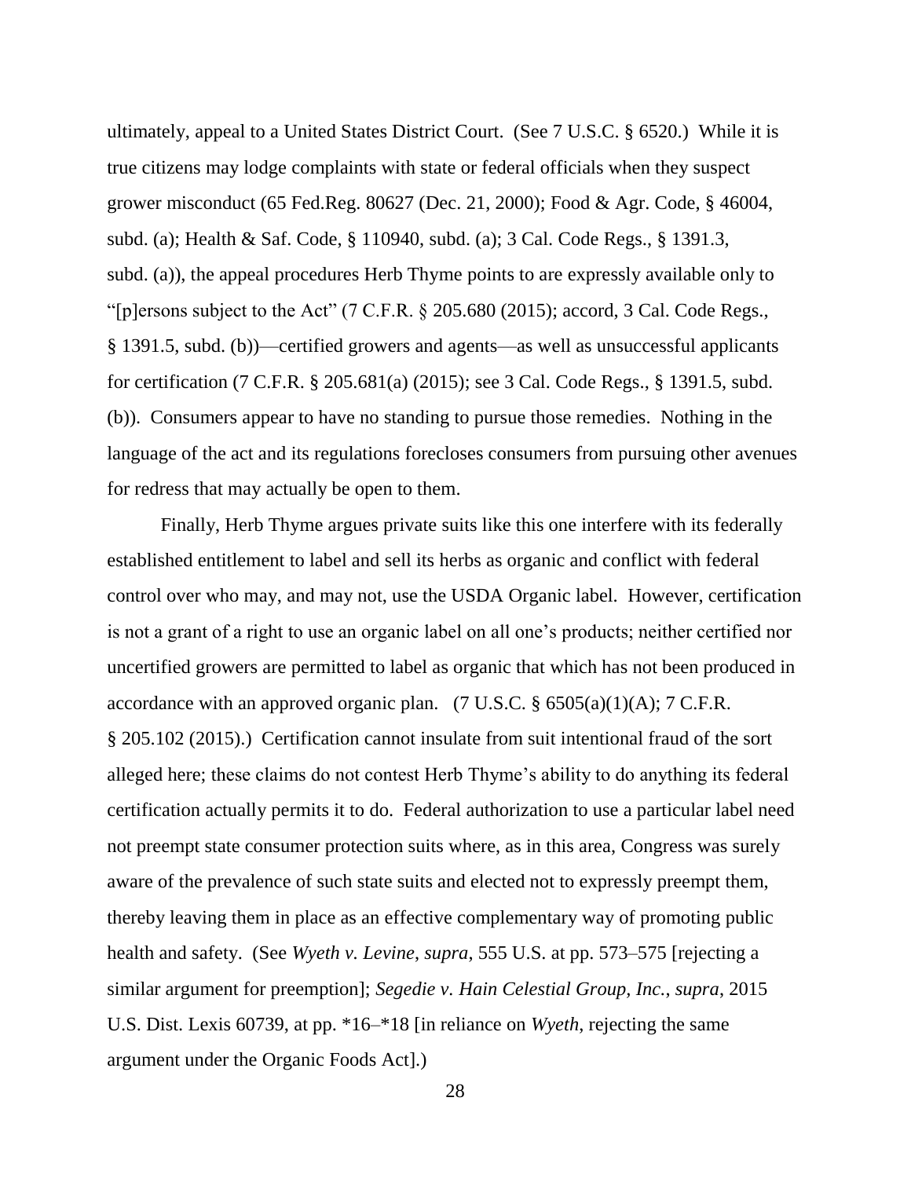ultimately, appeal to a United States District Court. (See 7 U.S.C. § 6520.) While it is true citizens may lodge complaints with state or federal officials when they suspect grower misconduct (65 Fed.Reg. 80627 (Dec. 21, 2000); Food & Agr. Code, § 46004, subd. (a); Health & Saf. Code, § 110940, subd. (a); 3 Cal. Code Regs., § 1391.3, subd. (a)), the appeal procedures Herb Thyme points to are expressly available only to "[p]ersons subject to the Act" (7 C.F.R. § 205.680 (2015); accord, 3 Cal. Code Regs., § 1391.5, subd. (b))—certified growers and agents—as well as unsuccessful applicants for certification (7 C.F.R. § 205.681(a) (2015); see 3 Cal. Code Regs., § 1391.5, subd. (b)). Consumers appear to have no standing to pursue those remedies. Nothing in the language of the act and its regulations forecloses consumers from pursuing other avenues for redress that may actually be open to them.

Finally, Herb Thyme argues private suits like this one interfere with its federally established entitlement to label and sell its herbs as organic and conflict with federal control over who may, and may not, use the USDA Organic label. However, certification is not a grant of a right to use an organic label on all one's products; neither certified nor uncertified growers are permitted to label as organic that which has not been produced in accordance with an approved organic plan. (7 U.S.C. § 6505(a)(1)(A); 7 C.F.R. § 205.102 (2015).) Certification cannot insulate from suit intentional fraud of the sort alleged here; these claims do not contest Herb Thyme's ability to do anything its federal certification actually permits it to do. Federal authorization to use a particular label need not preempt state consumer protection suits where, as in this area, Congress was surely aware of the prevalence of such state suits and elected not to expressly preempt them, thereby leaving them in place as an effective complementary way of promoting public health and safety. (See *Wyeth v. Levine*, *supra*, 555 U.S. at pp. 573–575 [rejecting a similar argument for preemption]; *Segedie v. Hain Celestial Group, Inc.*, *supra*, 2015 U.S. Dist. Lexis 60739, at pp. *16–*18 [in reliance on *Wyeth*, rejecting the same argument under the Organic Foods Act].)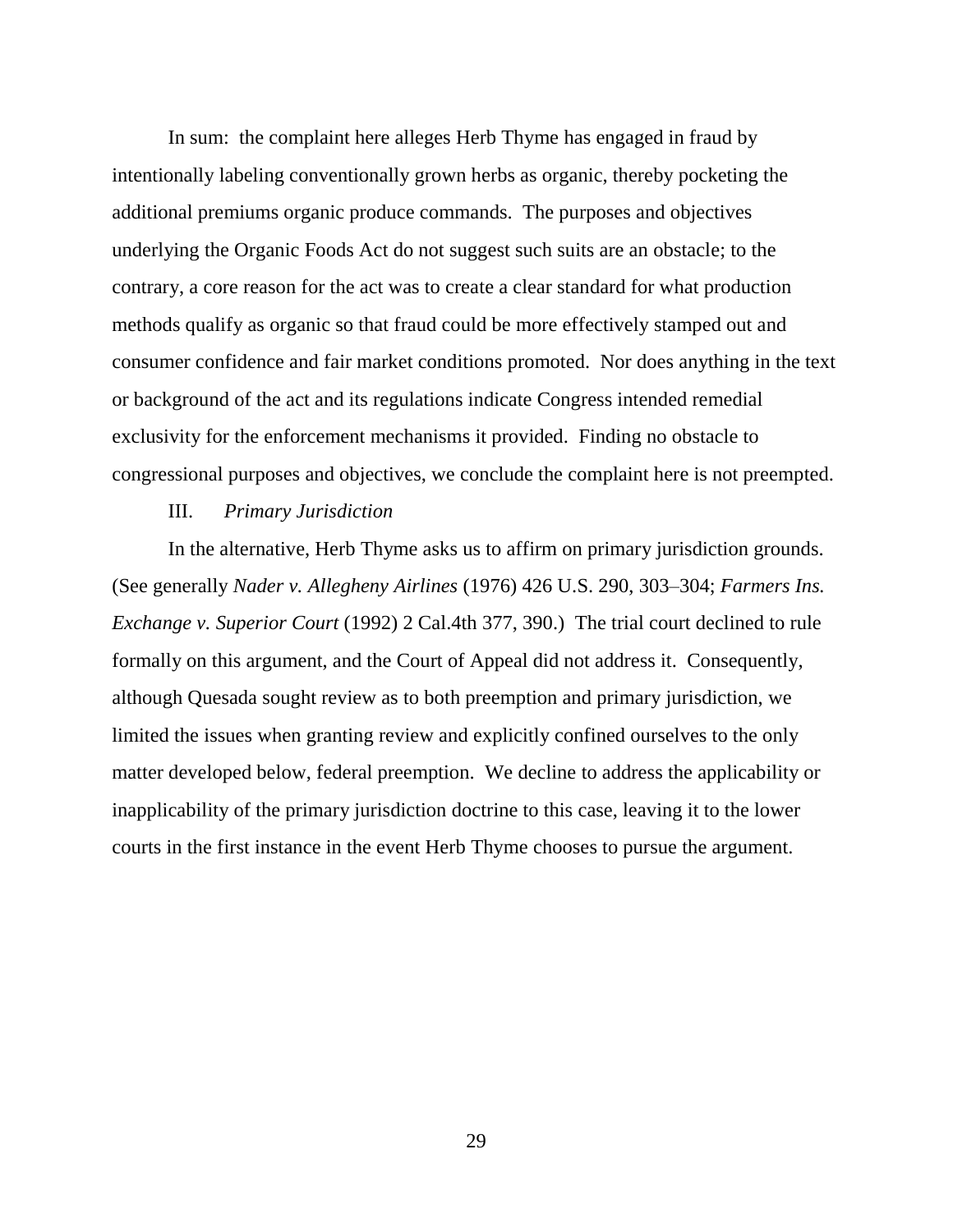In sum: the complaint here alleges Herb Thyme has engaged in fraud by intentionally labeling conventionally grown herbs as organic, thereby pocketing the additional premiums organic produce commands. The purposes and objectives underlying the Organic Foods Act do not suggest such suits are an obstacle; to the contrary, a core reason for the act was to create a clear standard for what production methods qualify as organic so that fraud could be more effectively stamped out and consumer confidence and fair market conditions promoted. Nor does anything in the text or background of the act and its regulations indicate Congress intended remedial exclusivity for the enforcement mechanisms it provided. Finding no obstacle to congressional purposes and objectives, we conclude the complaint here is not preempted.

### III. *Primary Jurisdiction*

In the alternative, Herb Thyme asks us to affirm on primary jurisdiction grounds. (See generally *Nader v. Allegheny Airlines* (1976) 426 U.S. 290, 303–304; *Farmers Ins. Exchange v. Superior Court* (1992) 2 Cal.4th 377, 390.) The trial court declined to rule formally on this argument, and the Court of Appeal did not address it. Consequently, although Quesada sought review as to both preemption and primary jurisdiction, we limited the issues when granting review and explicitly confined ourselves to the only matter developed below, federal preemption. We decline to address the applicability or inapplicability of the primary jurisdiction doctrine to this case, leaving it to the lower courts in the first instance in the event Herb Thyme chooses to pursue the argument.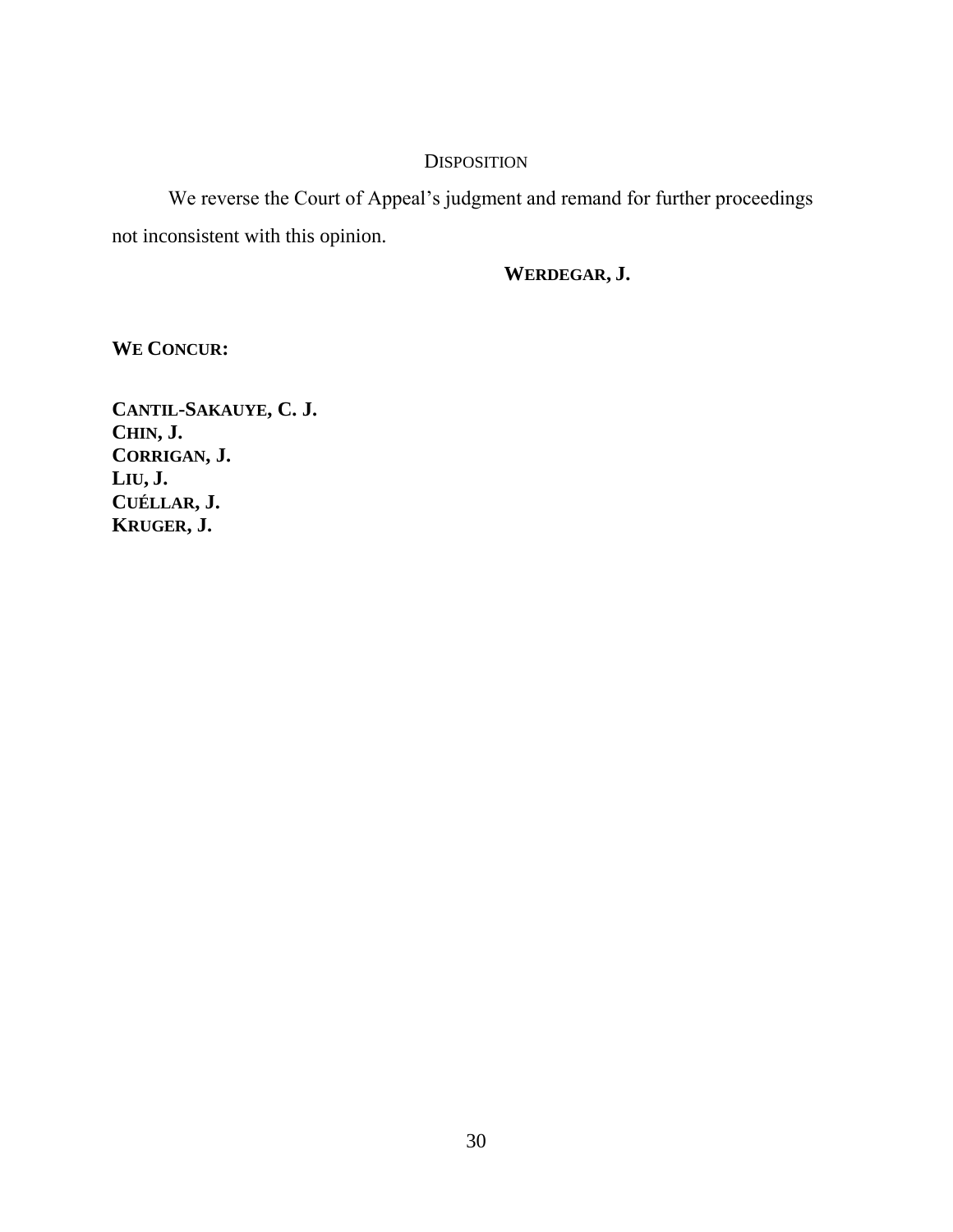## Disposition

We reverse the Court of Appeal's judgment and remand for further proceedings not inconsistent with this opinion.

**WERDEGAR, J.**

**WE CONCUR:**

**CANTIL-SAKAUYE, C. J.**
**CHIN, J.**
**CORRIGAN, J.**
**LIU, J.**
**CUÉLLAR, J.**
**KRUGER, J.**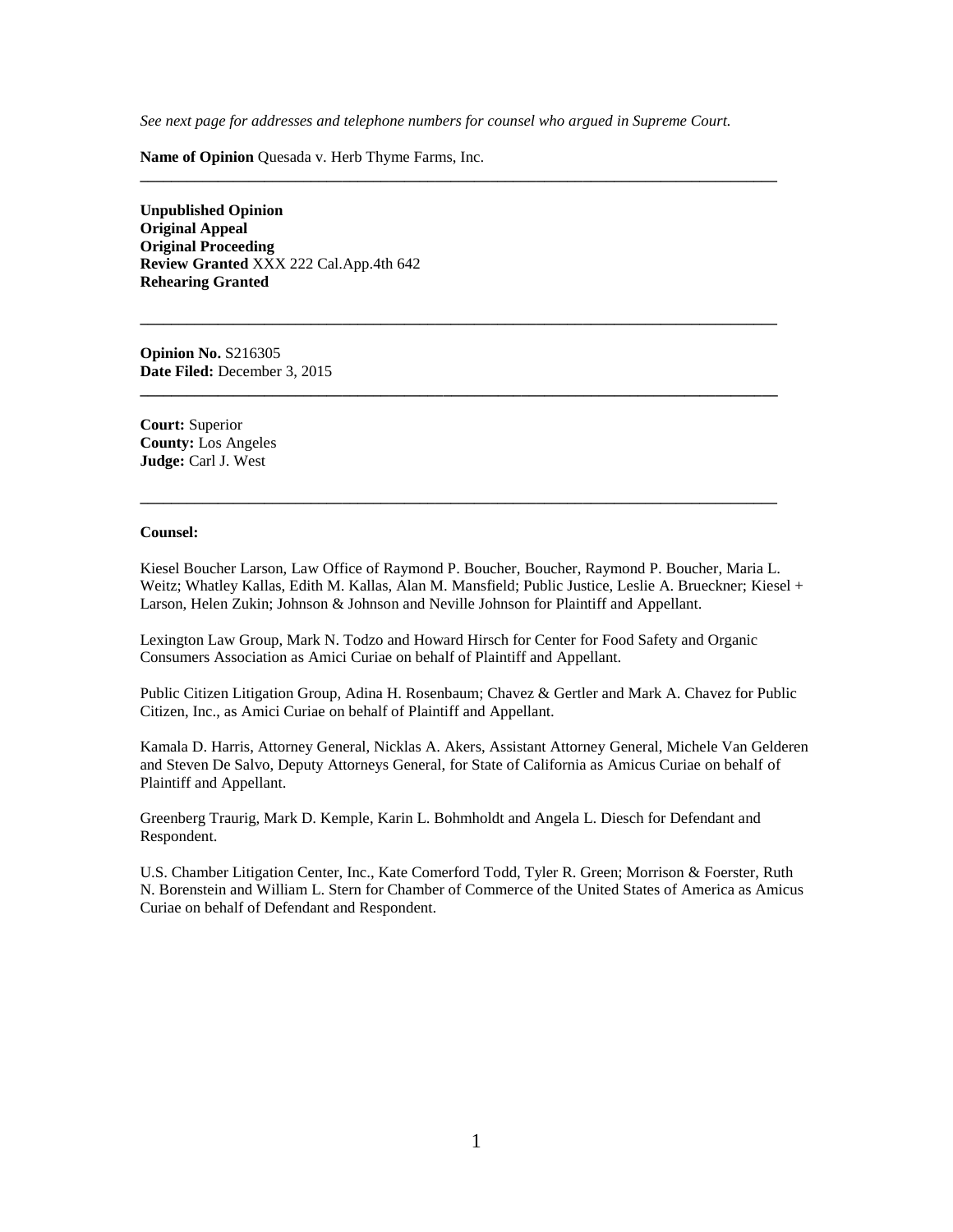*See next page for addresses and telephone numbers for counsel who argued in Supreme Court.*

**Name of Opinion** Quesada v. Herb Thyme Farms, Inc.

---

**Unpublished Opinion**
**Original Appeal**
**Original Proceeding**
**Review Granted** XXX 222 Cal.App.4th 642
**Rehearing Granted**

---

**Opinion No.** S216305
**Date Filed:** December 3, 2015

---

**Court:** Superior
**County:** Los Angeles
**Judge:** Carl J. West

---

**Counsel:**

Kiesel Boucher Larson, Law Office of Raymond P. Boucher, Boucher, Raymond P. Boucher, Maria L. Weitz; Whatley Kallas, Edith M. Kallas, Alan M. Mansfield; Public Justice, Leslie A. Brueckner; Kiesel + Larson, Helen Zukin; Johnson & Johnson and Neville Johnson for Plaintiff and Appellant.

Lexington Law Group, Mark N. Todzo and Howard Hirsch for Center for Food Safety and Organic Consumers Association as Amici Curiae on behalf of Plaintiff and Appellant.

Public Citizen Litigation Group, Adina H. Rosenbaum; Chavez & Gertler and Mark A. Chavez for Public Citizen, Inc., as Amici Curiae on behalf of Plaintiff and Appellant.

Kamala D. Harris, Attorney General, Nicklas A. Akers, Assistant Attorney General, Michele Van Gelderen and Steven De Salvo, Deputy Attorneys General, for State of California as Amicus Curiae on behalf of Plaintiff and Appellant.

Greenberg Traurig, Mark D. Kemple, Karin L. Bohmholdt and Angela L. Diesch for Defendant and Respondent.

U.S. Chamber Litigation Center, Inc., Kate Comerford Todd, Tyler R. Green; Morrison & Foerster, Ruth N. Borenstein and William L. Stern for Chamber of Commerce of the United States of America as Amicus Curiae on behalf of Defendant and Respondent.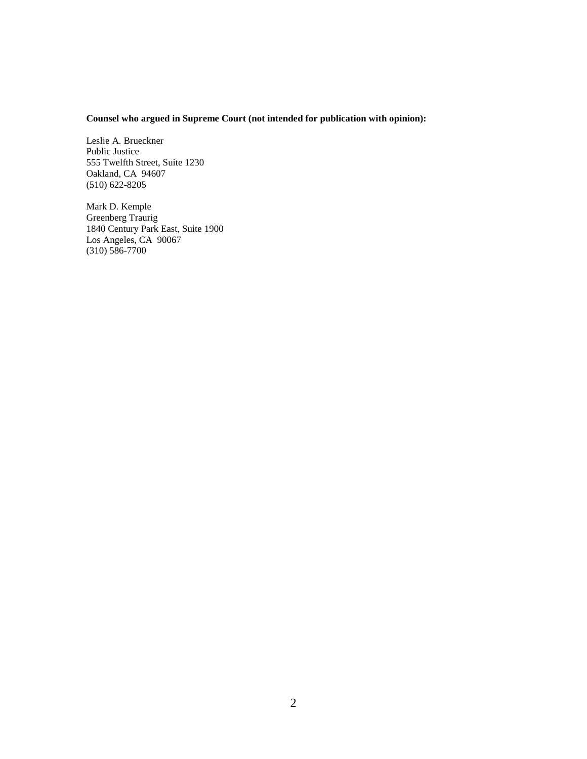**Counsel who argued in Supreme Court (not intended for publication with opinion):**

Leslie A. Brueckner
Public Justice
555 Twelfth Street, Suite 1230
Oakland, CA 94607
(510) 622-8205

Mark D. Kemple
Greenberg Traurig
1840 Century Park East, Suite 1900
Los Angeles, CA 90067
(310) 586-7700